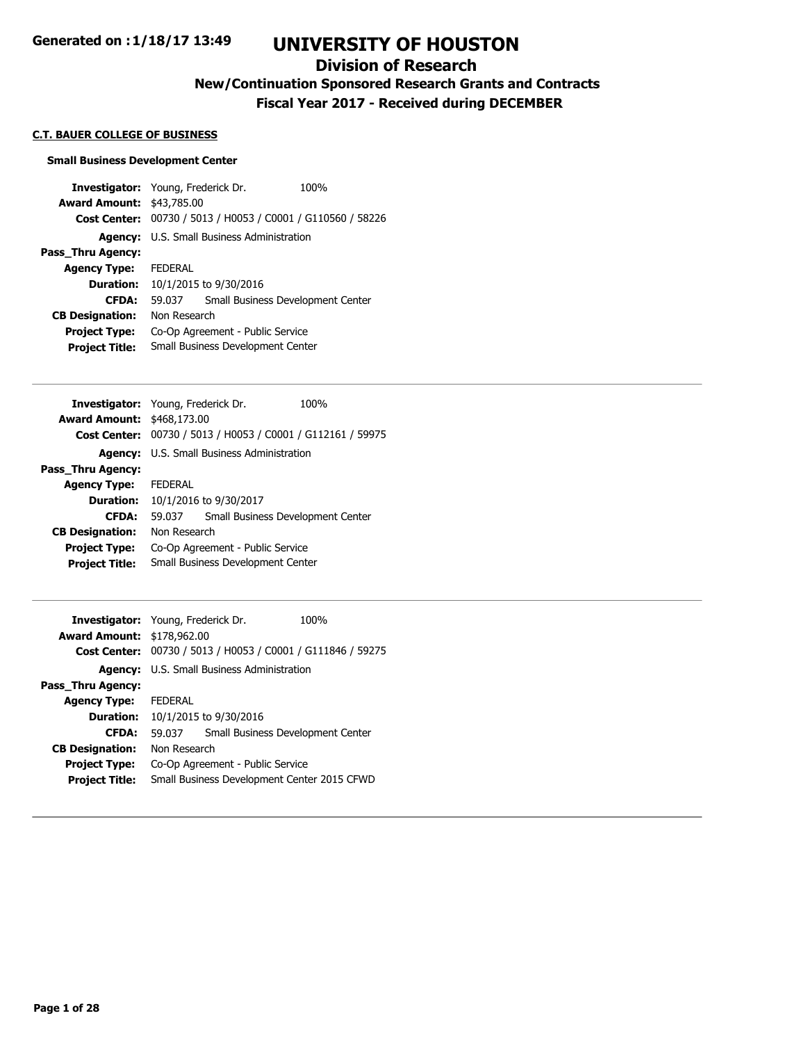**Generated on :1/18/17 13:49**

# UNIVERSITY OF HOUSTON

## Division of Research

### New/Continuation Sponsored Research Grants and Contracts

### Fiscal Year 2017 - Received during DECEMBER

**C.T. BAUER COLLEGE OF BUSINESS**

**Small Business Development Center**

| | |
|---|---|
| **Investigator:** | Young, Frederick Dr. 100% |
| **Award Amount:** | $43,785.00 |
| **Cost Center:** | 00730 / 5013 / H0053 / C0001 / G110560 / 58226 |
| **Agency:** | U.S. Small Business Administration |
| **Pass_Thru Agency:** | |
| **Agency Type:** | FEDERAL |
| **Duration:** | 10/1/2015 to 9/30/2016 |
| **CFDA:** | 59.037 Small Business Development Center |
| **CB Designation:** | Non Research |
| **Project Type:** | Co-Op Agreement - Public Service |
| **Project Title:** | Small Business Development Center |

---

| | |
|---|---|
| **Investigator:** | Young, Frederick Dr. 100% |
| **Award Amount:** | $468,173.00 |
| **Cost Center:** | 00730 / 5013 / H0053 / C0001 / G112161 / 59975 |
| **Agency:** | U.S. Small Business Administration |
| **Pass_Thru Agency:** | |
| **Agency Type:** | FEDERAL |
| **Duration:** | 10/1/2016 to 9/30/2017 |
| **CFDA:** | 59.037 Small Business Development Center |
| **CB Designation:** | Non Research |
| **Project Type:** | Co-Op Agreement - Public Service |
| **Project Title:** | Small Business Development Center |

---

| | |
|---|---|
| **Investigator:** | Young, Frederick Dr. 100% |
| **Award Amount:** | $178,962.00 |
| **Cost Center:** | 00730 / 5013 / H0053 / C0001 / G111846 / 59275 |
| **Agency:** | U.S. Small Business Administration |
| **Pass_Thru Agency:** | |
| **Agency Type:** | FEDERAL |
| **Duration:** | 10/1/2015 to 9/30/2016 |
| **CFDA:** | 59.037 Small Business Development Center |
| **CB Designation:** | Non Research |
| **Project Type:** | Co-Op Agreement - Public Service |
| **Project Title:** | Small Business Development Center 2015 CFWD |

---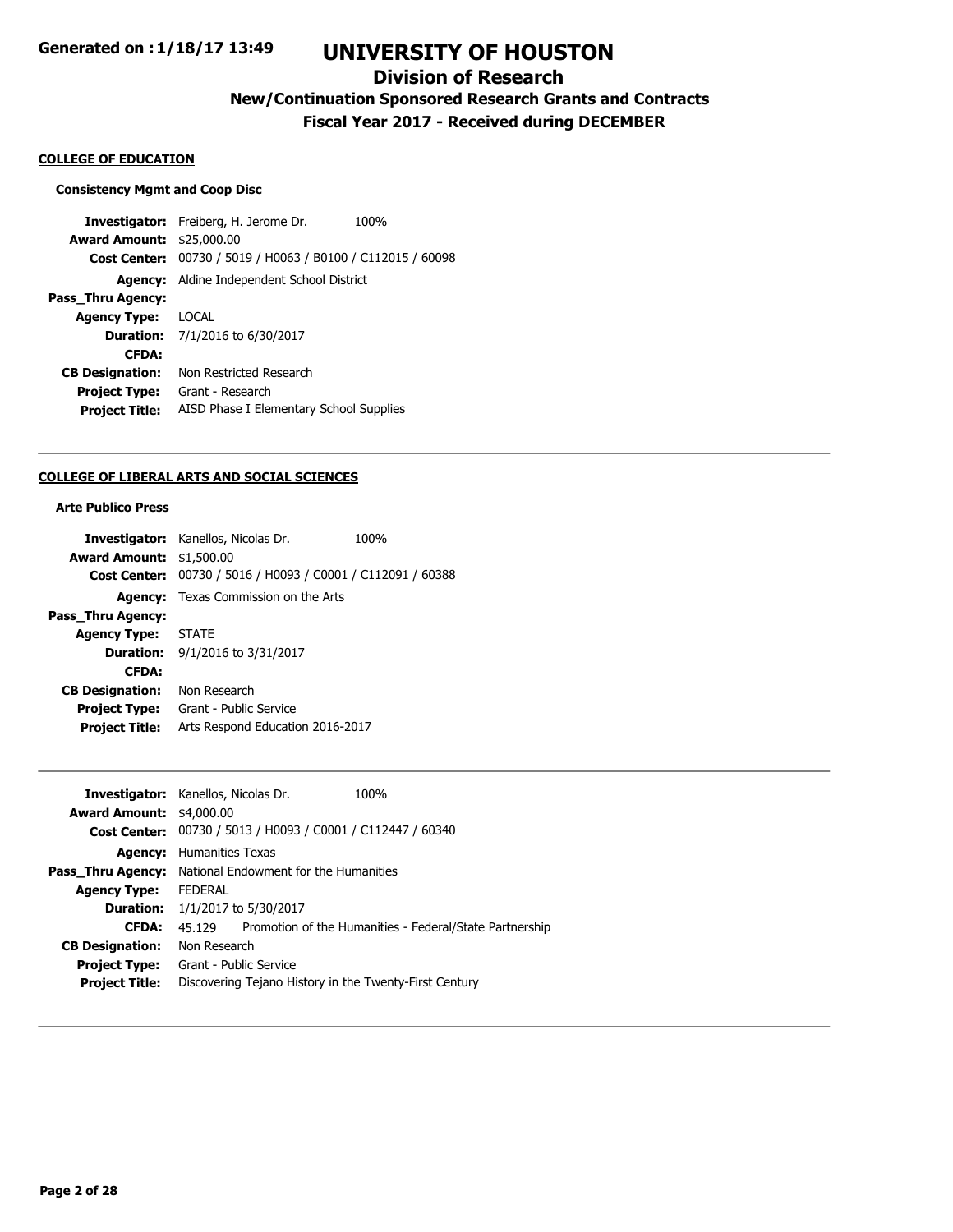# UNIVERSITY OF HOUSTON

## Division of Research

### New/Continuation Sponsored Research Grants and Contracts

### Fiscal Year 2017 - Received during DECEMBER

Generated on :1/18/17 13:49

**COLLEGE OF EDUCATION**

**Consistency Mgmt and Coop Disc**

| | | |
|---|---|---|
| **Investigator:** | Freiberg, H. Jerome Dr. | 100% |
| **Award Amount:** | $25,000.00 | |
| **Cost Center:** | 00730 / 5019 / H0063 / B0100 / C112015 / 60098 | |
| **Agency:** | Aldine Independent School District | |
| **Pass_Thru Agency:** | | |
| **Agency Type:** | LOCAL | |
| **Duration:** | 7/1/2016 to 6/30/2017 | |
| **CFDA:** | | |
| **CB Designation:** | Non Restricted Research | |
| **Project Type:** | Grant - Research | |
| **Project Title:** | AISD Phase I Elementary School Supplies | |

---

**COLLEGE OF LIBERAL ARTS AND SOCIAL SCIENCES**

**Arte Publico Press**

| | | |
|---|---|---|
| **Investigator:** | Kanellos, Nicolas Dr. | 100% |
| **Award Amount:** | $1,500.00 | |
| **Cost Center:** | 00730 / 5016 / H0093 / C0001 / C112091 / 60388 | |
| **Agency:** | Texas Commission on the Arts | |
| **Pass_Thru Agency:** | | |
| **Agency Type:** | STATE | |
| **Duration:** | 9/1/2016 to 3/31/2017 | |
| **CFDA:** | | |
| **CB Designation:** | Non Research | |
| **Project Type:** | Grant - Public Service | |
| **Project Title:** | Arts Respond Education 2016-2017 | |

---

| | | |
|---|---|---|
| **Investigator:** | Kanellos, Nicolas Dr. | 100% |
| **Award Amount:** | $4,000.00 | |
| **Cost Center:** | 00730 / 5013 / H0093 / C0001 / C112447 / 60340 | |
| **Agency:** | Humanities Texas | |
| **Pass_Thru Agency:** | National Endowment for the Humanities | |
| **Agency Type:** | FEDERAL | |
| **Duration:** | 1/1/2017 to 5/30/2017 | |
| **CFDA:** | 45.129 | Promotion of the Humanities - Federal/State Partnership |
| **CB Designation:** | Non Research | |
| **Project Type:** | Grant - Public Service | |
| **Project Title:** | Discovering Tejano History in the Twenty-First Century | |

---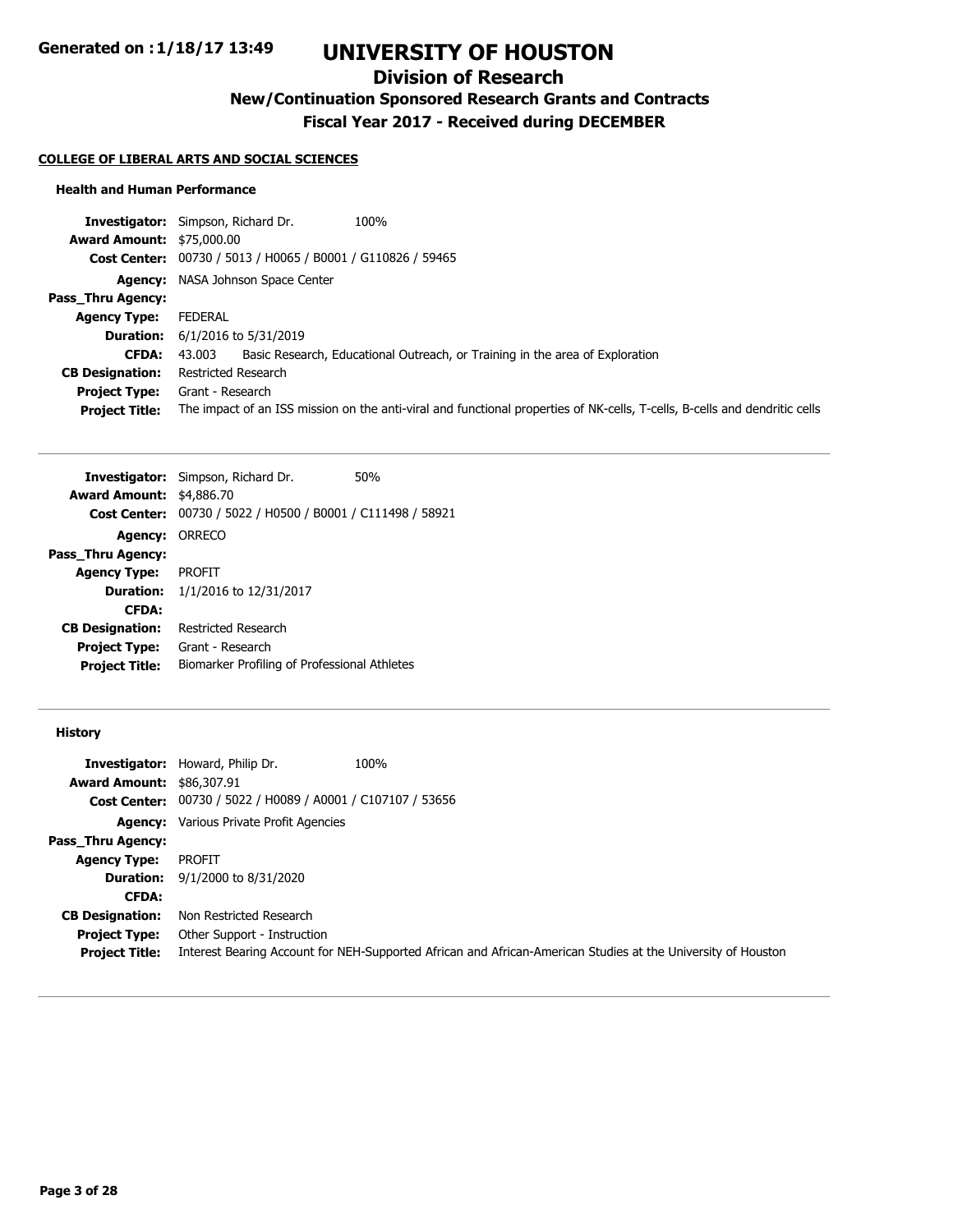**COLLEGE OF LIBERAL ARTS AND SOCIAL SCIENCES**

### Health and Human Performance

**Investigator:** Simpson, Richard Dr. 100%
**Award Amount:** $75,000.00
**Cost Center:** 00730 / 5013 / H0065 / B0001 / G110826 / 59465
**Agency:** NASA Johnson Space Center
**Pass_Thru Agency:**
**Agency Type:** FEDERAL
**Duration:** 6/1/2016 to 5/31/2019
**CFDA:** 43.003 Basic Research, Educational Outreach, or Training in the area of Exploration
**CB Designation:** Restricted Research
**Project Type:** Grant - Research
**Project Title:** The impact of an ISS mission on the anti-viral and functional properties of NK-cells, T-cells, B-cells and dendritic cells

---

**Investigator:** Simpson, Richard Dr. 50%
**Award Amount:** $4,886.70
**Cost Center:** 00730 / 5022 / H0500 / B0001 / C111498 / 58921
**Agency:** ORRECO
**Pass_Thru Agency:**
**Agency Type:** PROFIT
**Duration:** 1/1/2016 to 12/31/2017
**CFDA:**
**CB Designation:** Restricted Research
**Project Type:** Grant - Research
**Project Title:** Biomarker Profiling of Professional Athletes

---

### History

**Investigator:** Howard, Philip Dr. 100%
**Award Amount:** $86,307.91
**Cost Center:** 00730 / 5022 / H0089 / A0001 / C107107 / 53656
**Agency:** Various Private Profit Agencies
**Pass_Thru Agency:**
**Agency Type:** PROFIT
**Duration:** 9/1/2000 to 8/31/2020
**CFDA:**
**CB Designation:** Non Restricted Research
**Project Type:** Other Support - Instruction
**Project Title:** Interest Bearing Account for NEH-Supported African and African-American Studies at the University of Houston

---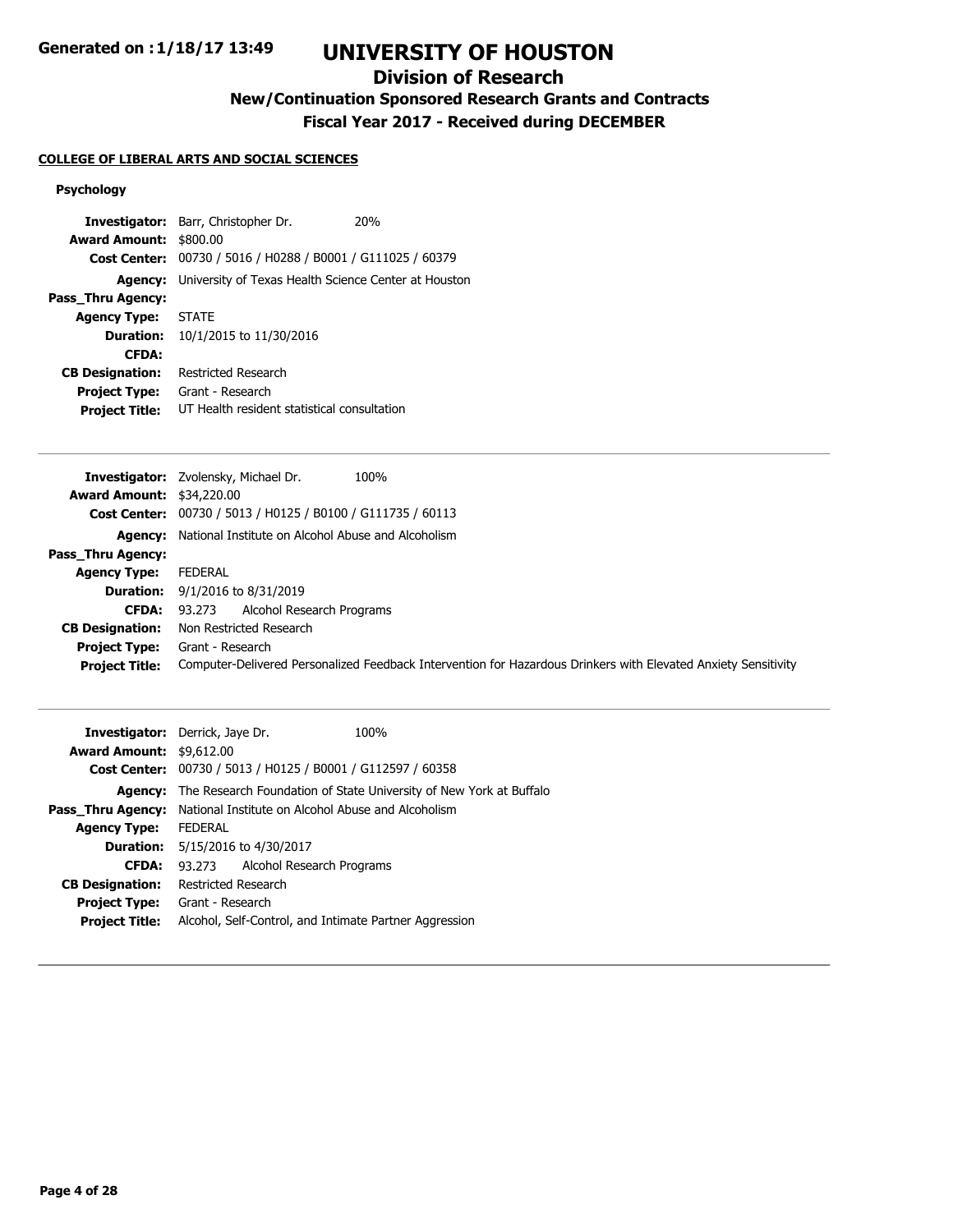### COLLEGE OF LIBERAL ARTS AND SOCIAL SCIENCES

#### Psychology

**Investigator:** Barr, Christopher Dr. 20%
**Award Amount:** $800.00
**Cost Center:** 00730 / 5016 / H0288 / B0001 / G111025 / 60379
**Agency:** University of Texas Health Science Center at Houston
**Pass_Thru Agency:**
**Agency Type:** STATE
**Duration:** 10/1/2015 to 11/30/2016
**CFDA:**
**CB Designation:** Restricted Research
**Project Type:** Grant - Research
**Project Title:** UT Health resident statistical consultation

---

**Investigator:** Zvolensky, Michael Dr. 100%
**Award Amount:** $34,220.00
**Cost Center:** 00730 / 5013 / H0125 / B0100 / G111735 / 60113
**Agency:** National Institute on Alcohol Abuse and Alcoholism
**Pass_Thru Agency:**
**Agency Type:** FEDERAL
**Duration:** 9/1/2016 to 8/31/2019
**CFDA:** 93.273 Alcohol Research Programs
**CB Designation:** Non Restricted Research
**Project Type:** Grant - Research
**Project Title:** Computer-Delivered Personalized Feedback Intervention for Hazardous Drinkers with Elevated Anxiety Sensitivity

---

**Investigator:** Derrick, Jaye Dr. 100%
**Award Amount:** $9,612.00
**Cost Center:** 00730 / 5013 / H0125 / B0001 / G112597 / 60358
**Agency:** The Research Foundation of State University of New York at Buffalo
**Pass_Thru Agency:** National Institute on Alcohol Abuse and Alcoholism
**Agency Type:** FEDERAL
**Duration:** 5/15/2016 to 4/30/2017
**CFDA:** 93.273 Alcohol Research Programs
**CB Designation:** Restricted Research
**Project Type:** Grant - Research
**Project Title:** Alcohol, Self-Control, and Intimate Partner Aggression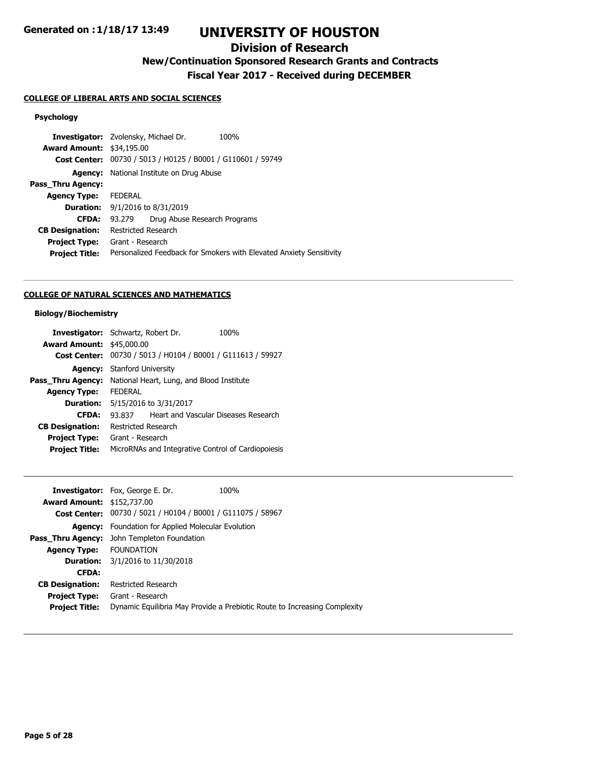# UNIVERSITY OF HOUSTON

## Division of Research

### New/Continuation Sponsored Research Grants and Contracts

### Fiscal Year 2017 - Received during DECEMBER

Generated on : 1/18/17 13:49

**COLLEGE OF LIBERAL ARTS AND SOCIAL SCIENCES**

**Psychology**

| | |
|---|---|
| **Investigator:** | Zvolensky, Michael Dr. 100% |
| **Award Amount:** | $34,195.00 |
| **Cost Center:** | 00730 / 5013 / H0125 / B0001 / G110601 / 59749 |
| **Agency:** | National Institute on Drug Abuse |
| **Pass_Thru Agency:** | |
| **Agency Type:** | FEDERAL |
| **Duration:** | 9/1/2016 to 8/31/2019 |
| **CFDA:** | 93.279 Drug Abuse Research Programs |
| **CB Designation:** | Restricted Research |
| **Project Type:** | Grant - Research |
| **Project Title:** | Personalized Feedback for Smokers with Elevated Anxiety Sensitivity |

---

**COLLEGE OF NATURAL SCIENCES AND MATHEMATICS**

**Biology/Biochemistry**

| | |
|---|---|
| **Investigator:** | Schwartz, Robert Dr. 100% |
| **Award Amount:** | $45,000.00 |
| **Cost Center:** | 00730 / 5013 / H0104 / B0001 / G111613 / 59927 |
| **Agency:** | Stanford University |
| **Pass_Thru Agency:** | National Heart, Lung, and Blood Institute |
| **Agency Type:** | FEDERAL |
| **Duration:** | 5/15/2016 to 3/31/2017 |
| **CFDA:** | 93.837 Heart and Vascular Diseases Research |
| **CB Designation:** | Restricted Research |
| **Project Type:** | Grant - Research |
| **Project Title:** | MicroRNAs and Integrative Control of Cardiopoiesis |

---

| | |
|---|---|
| **Investigator:** | Fox, George E. Dr. 100% |
| **Award Amount:** | $152,737.00 |
| **Cost Center:** | 00730 / 5021 / H0104 / B0001 / G111075 / 58967 |
| **Agency:** | Foundation for Applied Molecular Evolution |
| **Pass_Thru Agency:** | John Templeton Foundation |
| **Agency Type:** | FOUNDATION |
| **Duration:** | 3/1/2016 to 11/30/2018 |
| **CFDA:** | |
| **CB Designation:** | Restricted Research |
| **Project Type:** | Grant - Research |
| **Project Title:** | Dynamic Equilibria May Provide a Prebiotic Route to Increasing Complexity |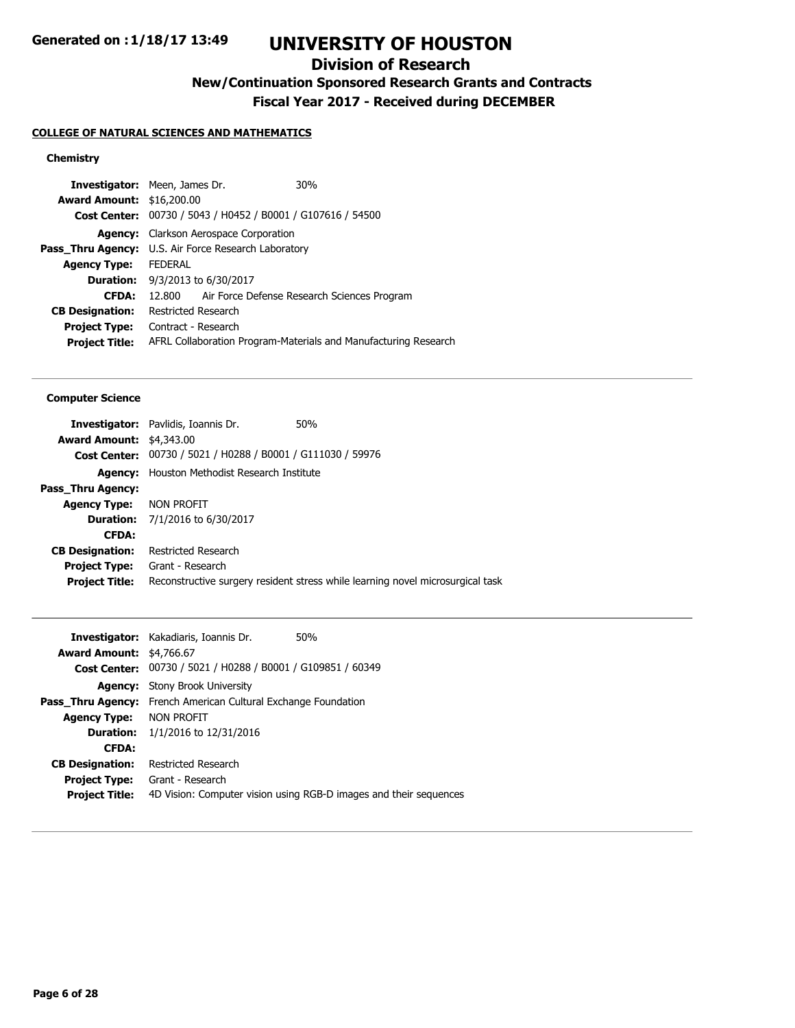# UNIVERSITY OF HOUSTON

## Division of Research

### New/Continuation Sponsored Research Grants and Contracts

### Fiscal Year 2017 - Received during DECEMBER

Generated on : 1/18/17 13:49

**COLLEGE OF NATURAL SCIENCES AND MATHEMATICS**

#### Chemistry

**Investigator:** Meen, James Dr. 30%
**Award Amount:** $16,200.00
**Cost Center:** 00730 / 5043 / H0452 / B0001 / G107616 / 54500
**Agency:** Clarkson Aerospace Corporation
**Pass_Thru Agency:** U.S. Air Force Research Laboratory
**Agency Type:** FEDERAL
**Duration:** 9/3/2013 to 6/30/2017
**CFDA:** 12.800 Air Force Defense Research Sciences Program
**CB Designation:** Restricted Research
**Project Type:** Contract - Research
**Project Title:** AFRL Collaboration Program-Materials and Manufacturing Research

---

#### Computer Science

**Investigator:** Pavlidis, Ioannis Dr. 50%
**Award Amount:** $4,343.00
**Cost Center:** 00730 / 5021 / H0288 / B0001 / G111030 / 59976
**Agency:** Houston Methodist Research Institute
**Pass_Thru Agency:**
**Agency Type:** NON PROFIT
**Duration:** 7/1/2016 to 6/30/2017
**CFDA:**
**CB Designation:** Restricted Research
**Project Type:** Grant - Research
**Project Title:** Reconstructive surgery resident stress while learning novel microsurgical task

---

**Investigator:** Kakadiaris, Ioannis Dr. 50%
**Award Amount:** $4,766.67
**Cost Center:** 00730 / 5021 / H0288 / B0001 / G109851 / 60349
**Agency:** Stony Brook University
**Pass_Thru Agency:** French American Cultural Exchange Foundation
**Agency Type:** NON PROFIT
**Duration:** 1/1/2016 to 12/31/2016
**CFDA:**
**CB Designation:** Restricted Research
**Project Type:** Grant - Research
**Project Title:** 4D Vision: Computer vision using RGB-D images and their sequences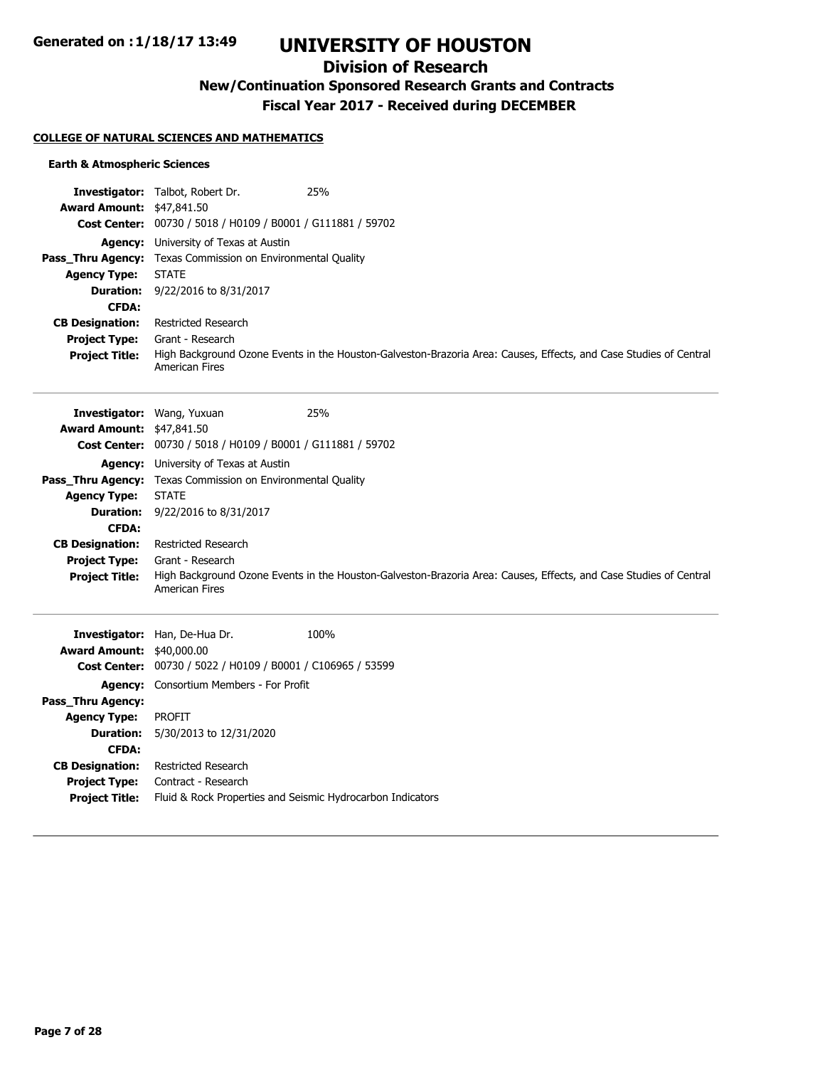# UNIVERSITY OF HOUSTON

## Division of Research

### New/Continuation Sponsored Research Grants and Contracts

### Fiscal Year 2017 - Received during DECEMBER

**COLLEGE OF NATURAL SCIENCES AND MATHEMATICS**

**Earth & Atmospheric Sciences**

**Investigator:** Talbot, Robert Dr. 25%
**Award Amount:** $47,841.50
**Cost Center:** 00730 / 5018 / H0109 / B0001 / G111881 / 59702
**Agency:** University of Texas at Austin
**Pass_Thru Agency:** Texas Commission on Environmental Quality
**Agency Type:** STATE
**Duration:** 9/22/2016 to 8/31/2017
**CFDA:**
**CB Designation:** Restricted Research
**Project Type:** Grant - Research
**Project Title:** High Background Ozone Events in the Houston-Galveston-Brazoria Area: Causes, Effects, and Case Studies of Central American Fires

---

**Investigator:** Wang, Yuxuan 25%
**Award Amount:** $47,841.50
**Cost Center:** 00730 / 5018 / H0109 / B0001 / G111881 / 59702
**Agency:** University of Texas at Austin
**Pass_Thru Agency:** Texas Commission on Environmental Quality
**Agency Type:** STATE
**Duration:** 9/22/2016 to 8/31/2017
**CFDA:**
**CB Designation:** Restricted Research
**Project Type:** Grant - Research
**Project Title:** High Background Ozone Events in the Houston-Galveston-Brazoria Area: Causes, Effects, and Case Studies of Central American Fires

---

**Investigator:** Han, De-Hua Dr. 100%
**Award Amount:** $40,000.00
**Cost Center:** 00730 / 5022 / H0109 / B0001 / C106965 / 53599
**Agency:** Consortium Members - For Profit
**Pass_Thru Agency:**
**Agency Type:** PROFIT
**Duration:** 5/30/2013 to 12/31/2020
**CFDA:**
**CB Designation:** Restricted Research
**Project Type:** Contract - Research
**Project Title:** Fluid & Rock Properties and Seismic Hydrocarbon Indicators

---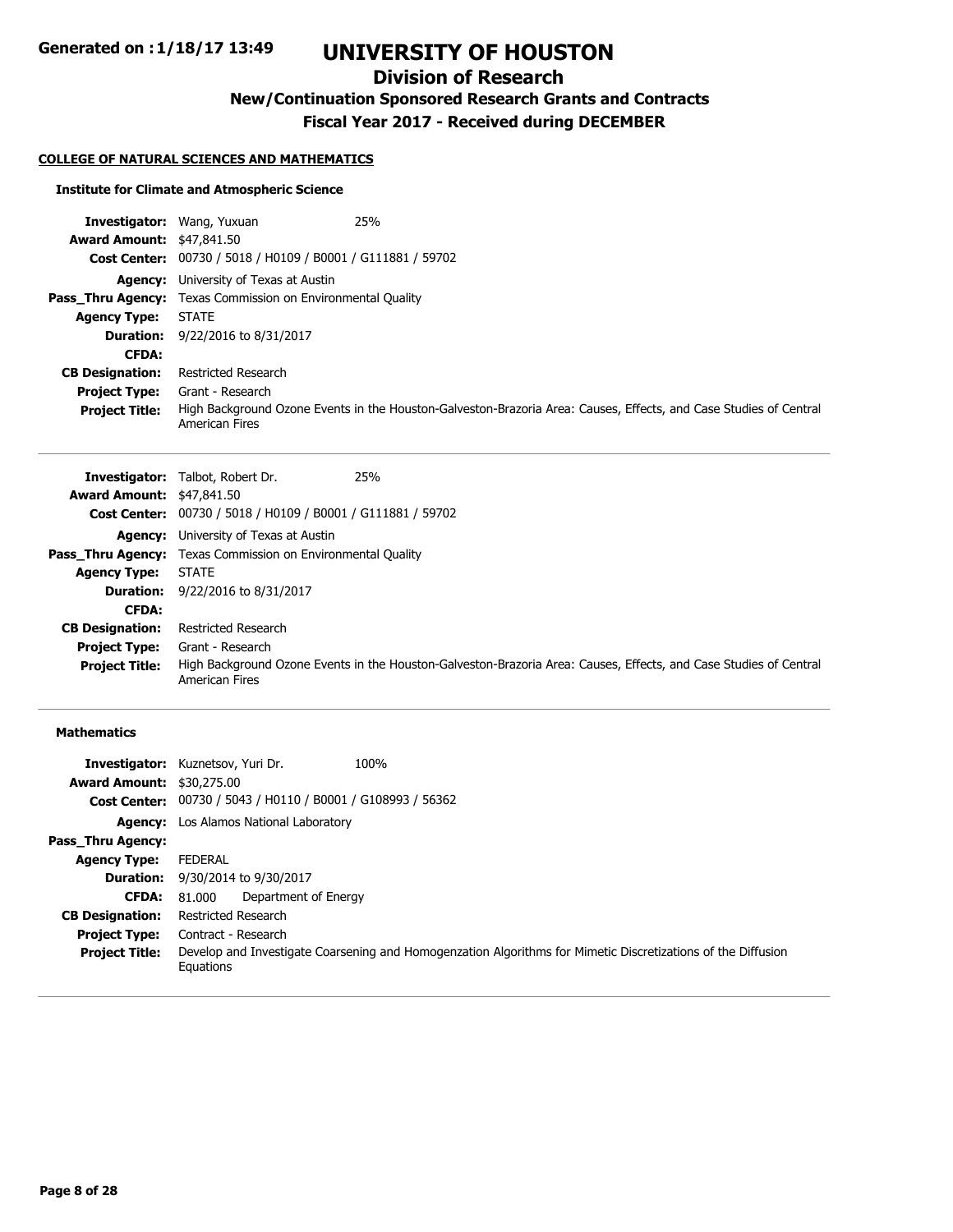# UNIVERSITY OF HOUSTON

## Division of Research

### New/Continuation Sponsored Research Grants and Contracts

### Fiscal Year 2017 - Received during DECEMBER

**Generated on : 1/18/17 13:49**

#### COLLEGE OF NATURAL SCIENCES AND MATHEMATICS

##### Institute for Climate and Atmospheric Science

**Investigator:** Wang, Yuxuan 25%
**Award Amount:** $47,841.50
**Cost Center:** 00730 / 5018 / H0109 / B0001 / G111881 / 59702
**Agency:** University of Texas at Austin
**Pass_Thru Agency:** Texas Commission on Environmental Quality
**Agency Type:** STATE
**Duration:** 9/22/2016 to 8/31/2017
**CFDA:**
**CB Designation:** Restricted Research
**Project Type:** Grant - Research
**Project Title:** High Background Ozone Events in the Houston-Galveston-Brazoria Area: Causes, Effects, and Case Studies of Central American Fires

---

**Investigator:** Talbot, Robert Dr. 25%
**Award Amount:** $47,841.50
**Cost Center:** 00730 / 5018 / H0109 / B0001 / G111881 / 59702
**Agency:** University of Texas at Austin
**Pass_Thru Agency:** Texas Commission on Environmental Quality
**Agency Type:** STATE
**Duration:** 9/22/2016 to 8/31/2017
**CFDA:**
**CB Designation:** Restricted Research
**Project Type:** Grant - Research
**Project Title:** High Background Ozone Events in the Houston-Galveston-Brazoria Area: Causes, Effects, and Case Studies of Central American Fires

---

##### Mathematics

**Investigator:** Kuznetsov, Yuri Dr. 100%
**Award Amount:** $30,275.00
**Cost Center:** 00730 / 5043 / H0110 / B0001 / G108993 / 56362
**Agency:** Los Alamos National Laboratory
**Pass_Thru Agency:**
**Agency Type:** FEDERAL
**Duration:** 9/30/2014 to 9/30/2017
**CFDA:** 81.000 Department of Energy
**CB Designation:** Restricted Research
**Project Type:** Contract - Research
**Project Title:** Develop and Investigate Coarsening and Homogenzation Algorithms for Mimetic Discretizations of the Diffusion Equations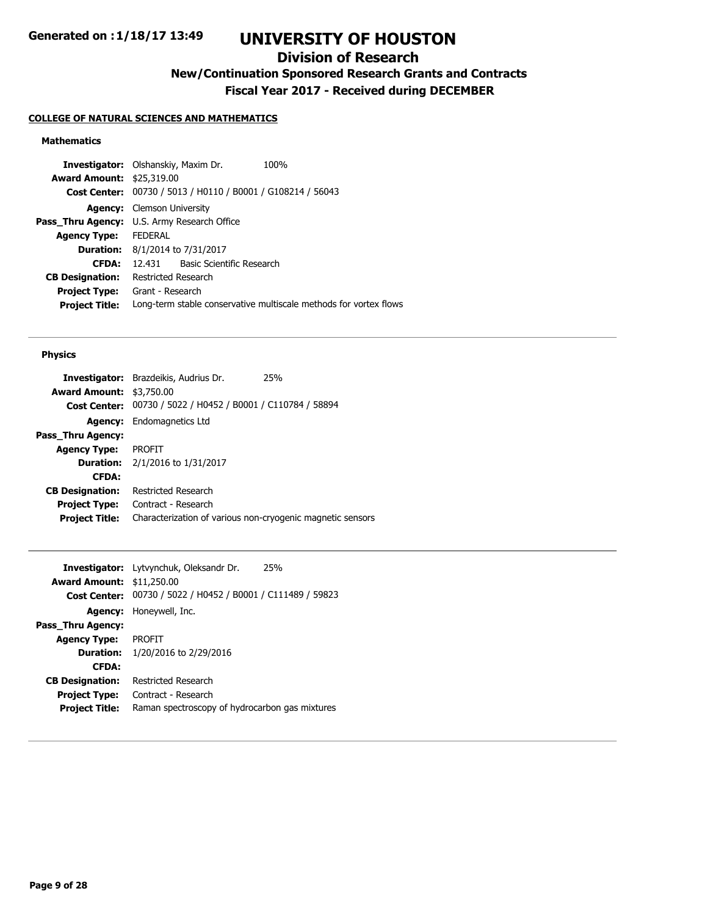## COLLEGE OF NATURAL SCIENCES AND MATHEMATICS

### Mathematics

| | |
|---|---|
| **Investigator:** | Olshanskiy, Maxim Dr. 100% |
| **Award Amount:** | $25,319.00 |
| **Cost Center:** | 00730 / 5013 / H0110 / B0001 / G108214 / 56043 |
| **Agency:** | Clemson University |
| **Pass_Thru Agency:** | U.S. Army Research Office |
| **Agency Type:** | FEDERAL |
| **Duration:** | 8/1/2014 to 7/31/2017 |
| **CFDA:** | 12.431 Basic Scientific Research |
| **CB Designation:** | Restricted Research |
| **Project Type:** | Grant - Research |
| **Project Title:** | Long-term stable conservative multiscale methods for vortex flows |

---

### Physics

| | |
|---|---|
| **Investigator:** | Brazdeikis, Audrius Dr. 25% |
| **Award Amount:** | $3,750.00 |
| **Cost Center:** | 00730 / 5022 / H0452 / B0001 / C110784 / 58894 |
| **Agency:** | Endomagnetics Ltd |
| **Pass_Thru Agency:** | |
| **Agency Type:** | PROFIT |
| **Duration:** | 2/1/2016 to 1/31/2017 |
| **CFDA:** | |
| **CB Designation:** | Restricted Research |
| **Project Type:** | Contract - Research |
| **Project Title:** | Characterization of various non-cryogenic magnetic sensors |

---

| | |
|---|---|
| **Investigator:** | Lytvynchuk, Oleksandr Dr. 25% |
| **Award Amount:** | $11,250.00 |
| **Cost Center:** | 00730 / 5022 / H0452 / B0001 / C111489 / 59823 |
| **Agency:** | Honeywell, Inc. |
| **Pass_Thru Agency:** | |
| **Agency Type:** | PROFIT |
| **Duration:** | 1/20/2016 to 2/29/2016 |
| **CFDA:** | |
| **CB Designation:** | Restricted Research |
| **Project Type:** | Contract - Research |
| **Project Title:** | Raman spectroscopy of hydrocarbon gas mixtures |

---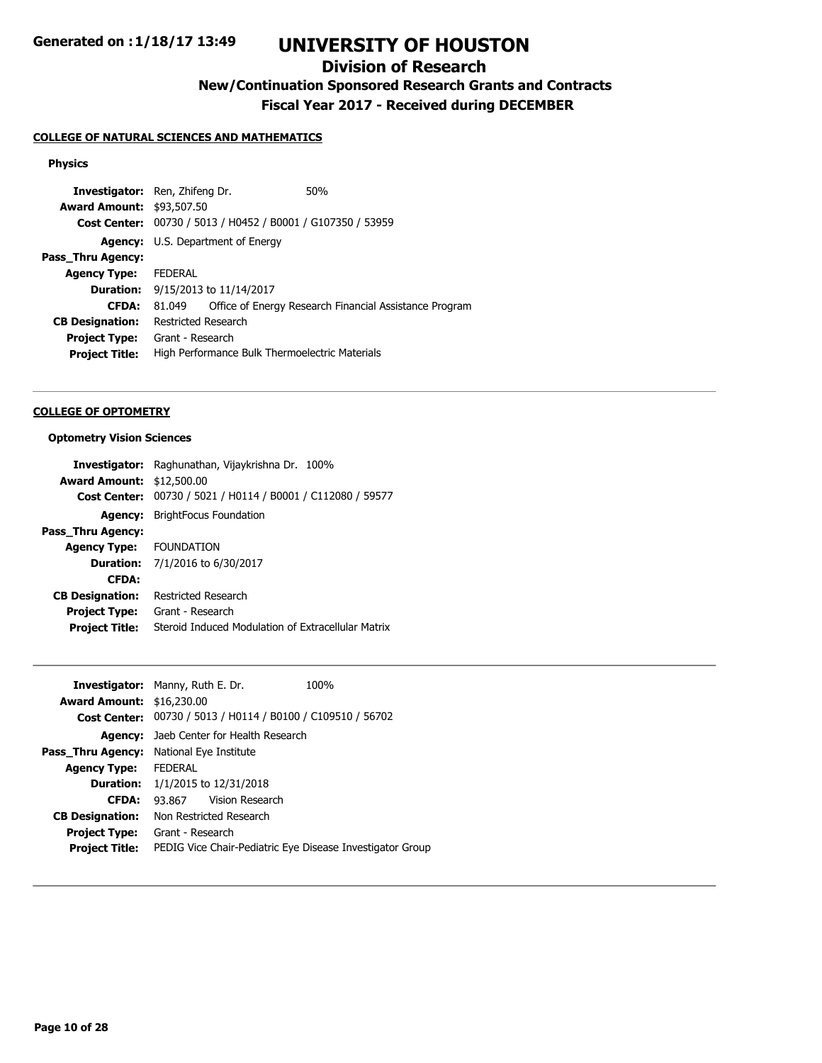## COLLEGE OF NATURAL SCIENCES AND MATHEMATICS

### Physics

**Investigator:** Ren, Zhifeng Dr. 50%
**Award Amount:** $93,507.50
**Cost Center:** 00730 / 5013 / H0452 / B0001 / G107350 / 53959
**Agency:** U.S. Department of Energy
**Pass_Thru Agency:**
**Agency Type:** FEDERAL
**Duration:** 9/15/2013 to 11/14/2017
**CFDA:** 81.049 Office of Energy Research Financial Assistance Program
**CB Designation:** Restricted Research
**Project Type:** Grant - Research
**Project Title:** High Performance Bulk Thermoelectric Materials

---

## COLLEGE OF OPTOMETRY

### Optometry Vision Sciences

**Investigator:** Raghunathan, Vijaykrishna Dr. 100%
**Award Amount:** $12,500.00
**Cost Center:** 00730 / 5021 / H0114 / B0001 / C112080 / 59577
**Agency:** BrightFocus Foundation
**Pass_Thru Agency:**
**Agency Type:** FOUNDATION
**Duration:** 7/1/2016 to 6/30/2017
**CFDA:**
**CB Designation:** Restricted Research
**Project Type:** Grant - Research
**Project Title:** Steroid Induced Modulation of Extracellular Matrix

---

**Investigator:** Manny, Ruth E. Dr. 100%
**Award Amount:** $16,230.00
**Cost Center:** 00730 / 5013 / H0114 / B0100 / C109510 / 56702
**Agency:** Jaeb Center for Health Research
**Pass_Thru Agency:** National Eye Institute
**Agency Type:** FEDERAL
**Duration:** 1/1/2015 to 12/31/2018
**CFDA:** 93.867 Vision Research
**CB Designation:** Non Restricted Research
**Project Type:** Grant - Research
**Project Title:** PEDIG Vice Chair-Pediatric Eye Disease Investigator Group

---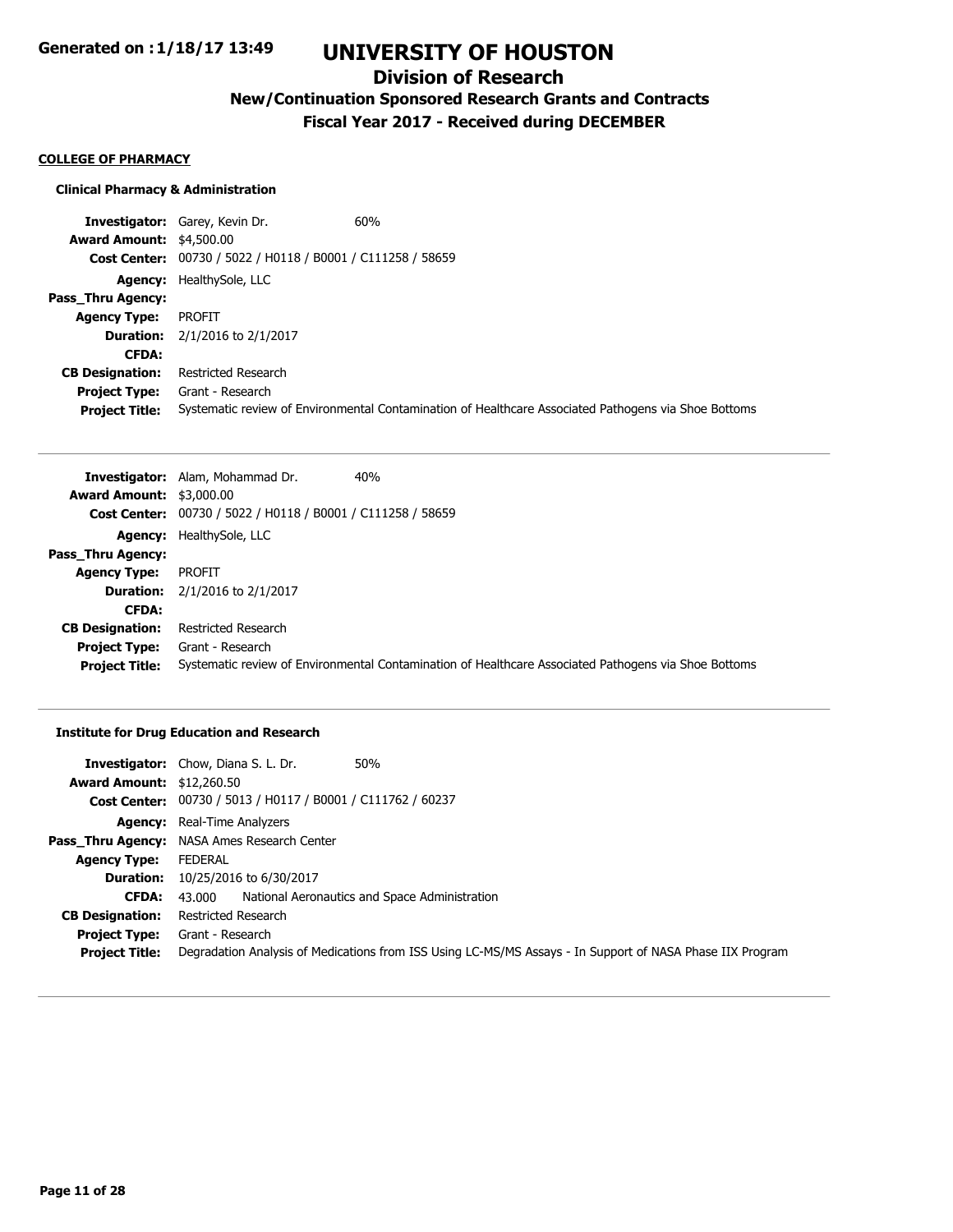# UNIVERSITY OF HOUSTON

## Division of Research

### New/Continuation Sponsored Research Grants and Contracts

### Fiscal Year 2017 - Received during DECEMBER

Generated on : 1/18/17 13:49

**COLLEGE OF PHARMACY**

**Clinical Pharmacy & Administration**

**Investigator:** Garey, Kevin Dr. 60%
**Award Amount:** $4,500.00
**Cost Center:** 00730 / 5022 / H0118 / B0001 / C111258 / 58659
**Agency:** HealthySole, LLC
**Pass_Thru Agency:**
**Agency Type:** PROFIT
**Duration:** 2/1/2016 to 2/1/2017
**CFDA:**
**CB Designation:** Restricted Research
**Project Type:** Grant - Research
**Project Title:** Systematic review of Environmental Contamination of Healthcare Associated Pathogens via Shoe Bottoms

---

**Investigator:** Alam, Mohammad Dr. 40%
**Award Amount:** $3,000.00
**Cost Center:** 00730 / 5022 / H0118 / B0001 / C111258 / 58659
**Agency:** HealthySole, LLC
**Pass_Thru Agency:**
**Agency Type:** PROFIT
**Duration:** 2/1/2016 to 2/1/2017
**CFDA:**
**CB Designation:** Restricted Research
**Project Type:** Grant - Research
**Project Title:** Systematic review of Environmental Contamination of Healthcare Associated Pathogens via Shoe Bottoms

---

**Institute for Drug Education and Research**

**Investigator:** Chow, Diana S. L. Dr. 50%
**Award Amount:** $12,260.50
**Cost Center:** 00730 / 5013 / H0117 / B0001 / C111762 / 60237
**Agency:** Real-Time Analyzers
**Pass_Thru Agency:** NASA Ames Research Center
**Agency Type:** FEDERAL
**Duration:** 10/25/2016 to 6/30/2017
**CFDA:** 43.000 National Aeronautics and Space Administration
**CB Designation:** Restricted Research
**Project Type:** Grant - Research
**Project Title:** Degradation Analysis of Medications from ISS Using LC-MS/MS Assays - In Support of NASA Phase IIX Program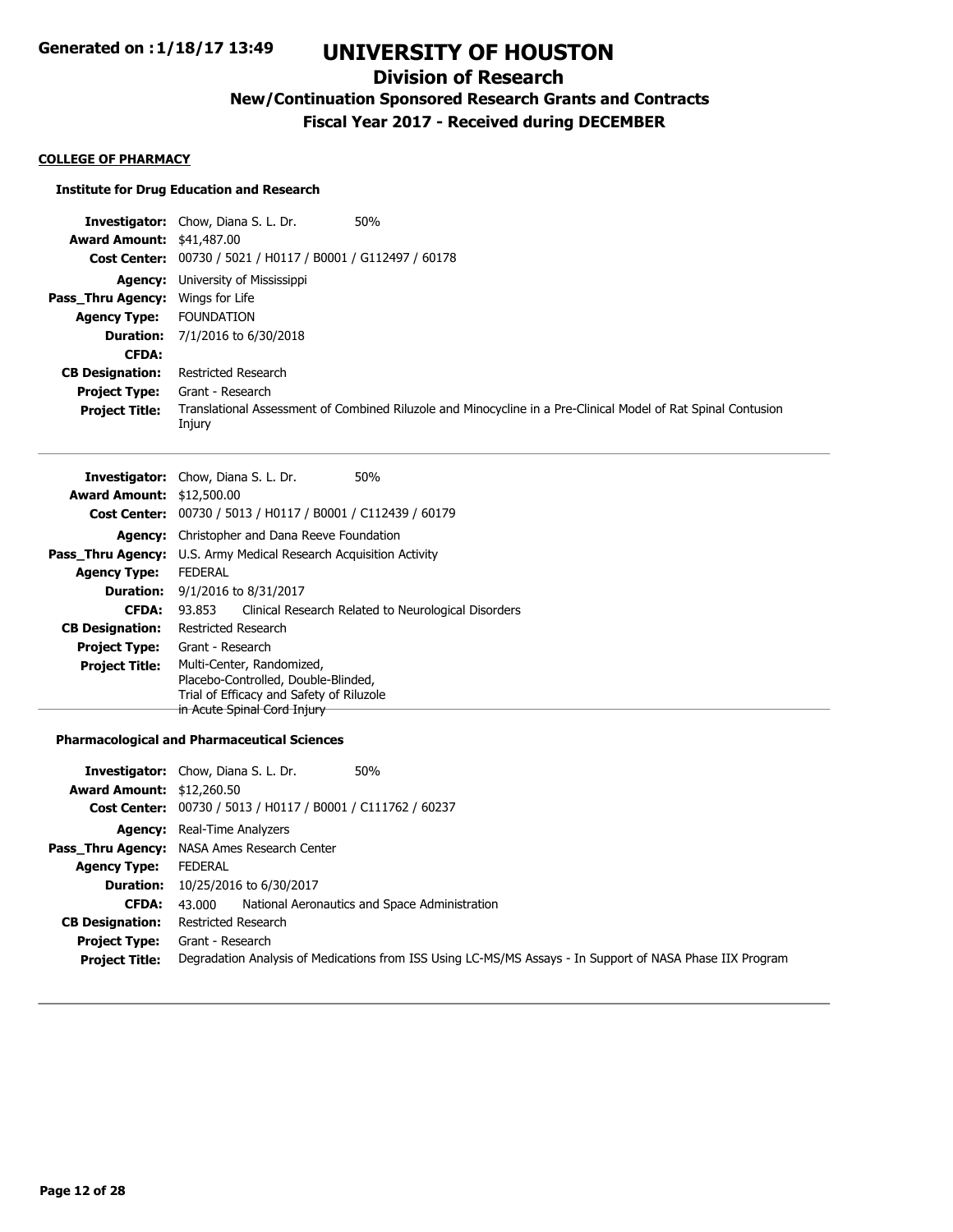## COLLEGE OF PHARMACY

### Institute for Drug Education and Research

**Investigator:** Chow, Diana S. L. Dr. 50%
**Award Amount:** $41,487.00
**Cost Center:** 00730 / 5021 / H0117 / B0001 / G112497 / 60178
**Agency:** University of Mississippi
**Pass_Thru Agency:** Wings for Life
**Agency Type:** FOUNDATION
**Duration:** 7/1/2016 to 6/30/2018
**CFDA:**
**CB Designation:** Restricted Research
**Project Type:** Grant - Research
**Project Title:** Translational Assessment of Combined Riluzole and Minocycline in a Pre-Clinical Model of Rat Spinal Contusion Injury

---

**Investigator:** Chow, Diana S. L. Dr. 50%
**Award Amount:** $12,500.00
**Cost Center:** 00730 / 5013 / H0117 / B0001 / C112439 / 60179
**Agency:** Christopher and Dana Reeve Foundation
**Pass_Thru Agency:** U.S. Army Medical Research Acquisition Activity
**Agency Type:** FEDERAL
**Duration:** 9/1/2016 to 8/31/2017
**CFDA:** 93.853 Clinical Research Related to Neurological Disorders
**CB Designation:** Restricted Research
**Project Type:** Grant - Research
**Project Title:** Multi-Center, Randomized, Placebo-Controlled, Double-Blinded, Trial of Efficacy and Safety of Riluzole in Acute Spinal Cord Injury

---

### Pharmacological and Pharmaceutical Sciences

**Investigator:** Chow, Diana S. L. Dr. 50%
**Award Amount:** $12,260.50
**Cost Center:** 00730 / 5013 / H0117 / B0001 / C111762 / 60237
**Agency:** Real-Time Analyzers
**Pass_Thru Agency:** NASA Ames Research Center
**Agency Type:** FEDERAL
**Duration:** 10/25/2016 to 6/30/2017
**CFDA:** 43.000 National Aeronautics and Space Administration
**CB Designation:** Restricted Research
**Project Type:** Grant - Research
**Project Title:** Degradation Analysis of Medications from ISS Using LC-MS/MS Assays - In Support of NASA Phase IIX Program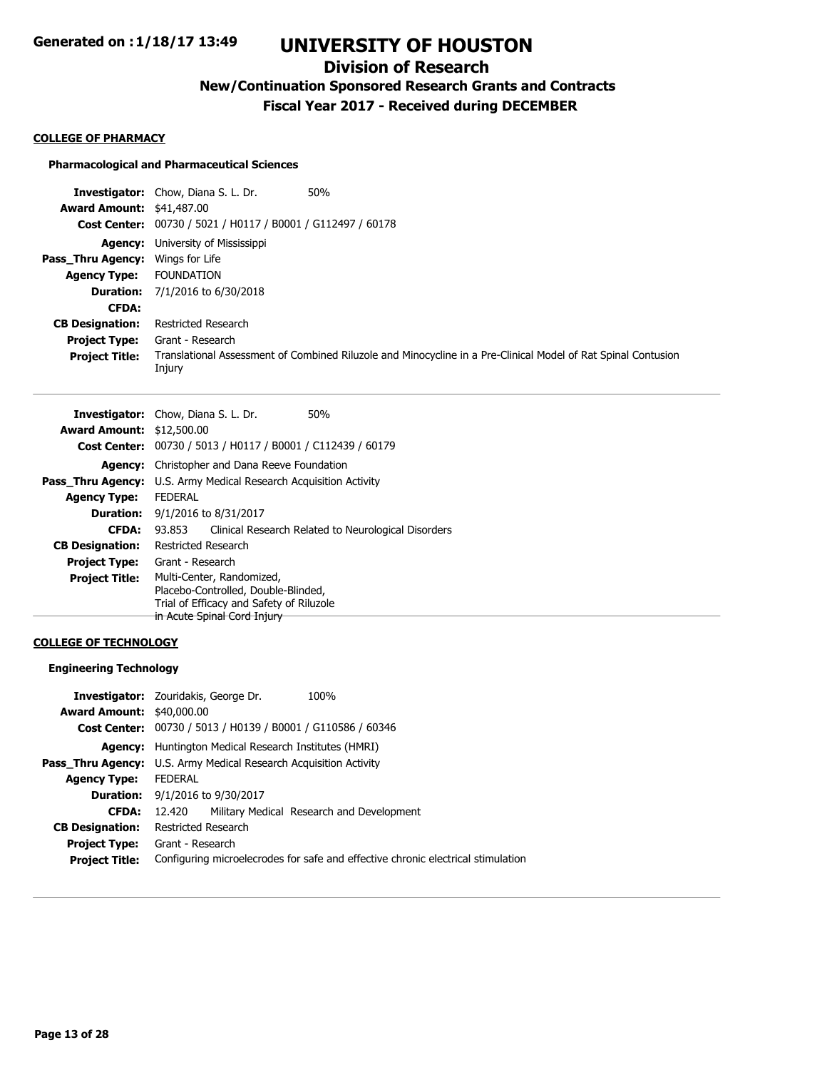## COLLEGE OF PHARMACY

### Pharmacological and Pharmaceutical Sciences

**Investigator:** Chow, Diana S. L. Dr. 50%
**Award Amount:** $41,487.00
**Cost Center:** 00730 / 5021 / H0117 / B0001 / G112497 / 60178
**Agency:** University of Mississippi
**Pass_Thru Agency:** Wings for Life
**Agency Type:** FOUNDATION
**Duration:** 7/1/2016 to 6/30/2018
**CFDA:**
**CB Designation:** Restricted Research
**Project Type:** Grant - Research
**Project Title:** Translational Assessment of Combined Riluzole and Minocycline in a Pre-Clinical Model of Rat Spinal Contusion Injury

---

**Investigator:** Chow, Diana S. L. Dr. 50%
**Award Amount:** $12,500.00
**Cost Center:** 00730 / 5013 / H0117 / B0001 / C112439 / 60179
**Agency:** Christopher and Dana Reeve Foundation
**Pass_Thru Agency:** U.S. Army Medical Research Acquisition Activity
**Agency Type:** FEDERAL
**Duration:** 9/1/2016 to 8/31/2017
**CFDA:** 93.853 Clinical Research Related to Neurological Disorders
**CB Designation:** Restricted Research
**Project Type:** Grant - Research
**Project Title:** Multi-Center, Randomized, Placebo-Controlled, Double-Blinded, Trial of Efficacy and Safety of Riluzole in Acute Spinal Cord Injury

---

## COLLEGE OF TECHNOLOGY

### Engineering Technology

**Investigator:** Zouridakis, George Dr. 100%
**Award Amount:** $40,000.00
**Cost Center:** 00730 / 5013 / H0139 / B0001 / G110586 / 60346
**Agency:** Huntington Medical Research Institutes (HMRI)
**Pass_Thru Agency:** U.S. Army Medical Research Acquisition Activity
**Agency Type:** FEDERAL
**Duration:** 9/1/2016 to 9/30/2017
**CFDA:** 12.420 Military Medical Research and Development
**CB Designation:** Restricted Research
**Project Type:** Grant - Research
**Project Title:** Configuring microelecrodes for safe and effective chronic electrical stimulation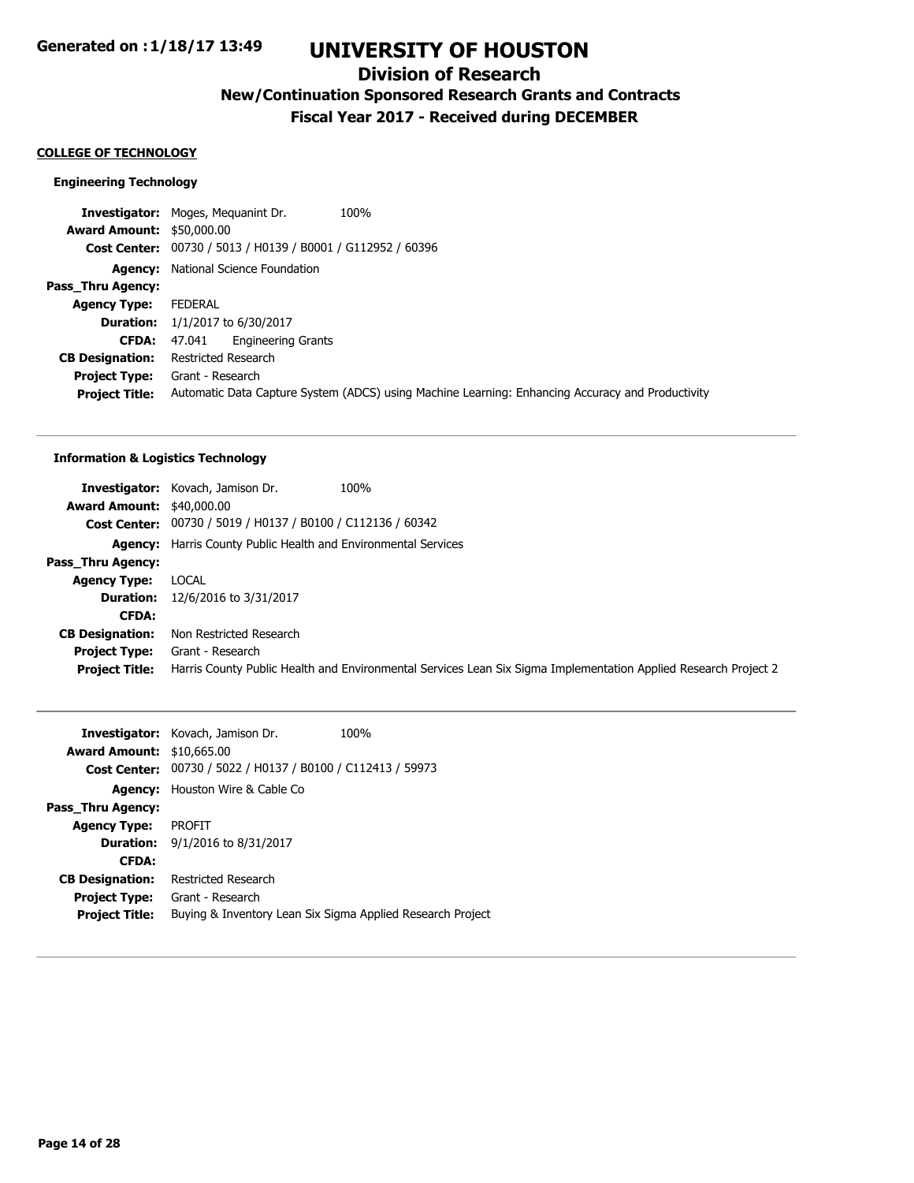# UNIVERSITY OF HOUSTON

## Division of Research

### New/Continuation Sponsored Research Grants and Contracts

### Fiscal Year 2017 - Received during DECEMBER

Generated on : 1/18/17 13:49

**COLLEGE OF TECHNOLOGY**

#### Engineering Technology

**Investigator:** Moges, Mequanint Dr. 100%
**Award Amount:** $50,000.00
**Cost Center:** 00730 / 5013 / H0139 / B0001 / G112952 / 60396
**Agency:** National Science Foundation
**Pass_Thru Agency:**
**Agency Type:** FEDERAL
**Duration:** 1/1/2017 to 6/30/2017
**CFDA:** 47.041 Engineering Grants
**CB Designation:** Restricted Research
**Project Type:** Grant - Research
**Project Title:** Automatic Data Capture System (ADCS) using Machine Learning: Enhancing Accuracy and Productivity

---

#### Information & Logistics Technology

**Investigator:** Kovach, Jamison Dr. 100%
**Award Amount:** $40,000.00
**Cost Center:** 00730 / 5019 / H0137 / B0100 / C112136 / 60342
**Agency:** Harris County Public Health and Environmental Services
**Pass_Thru Agency:**
**Agency Type:** LOCAL
**Duration:** 12/6/2016 to 3/31/2017
**CFDA:**
**CB Designation:** Non Restricted Research
**Project Type:** Grant - Research
**Project Title:** Harris County Public Health and Environmental Services Lean Six Sigma Implementation Applied Research Project 2

---

**Investigator:** Kovach, Jamison Dr. 100%
**Award Amount:** $10,665.00
**Cost Center:** 00730 / 5022 / H0137 / B0100 / C112413 / 59973
**Agency:** Houston Wire & Cable Co
**Pass_Thru Agency:**
**Agency Type:** PROFIT
**Duration:** 9/1/2016 to 8/31/2017
**CFDA:**
**CB Designation:** Restricted Research
**Project Type:** Grant - Research
**Project Title:** Buying & Inventory Lean Six Sigma Applied Research Project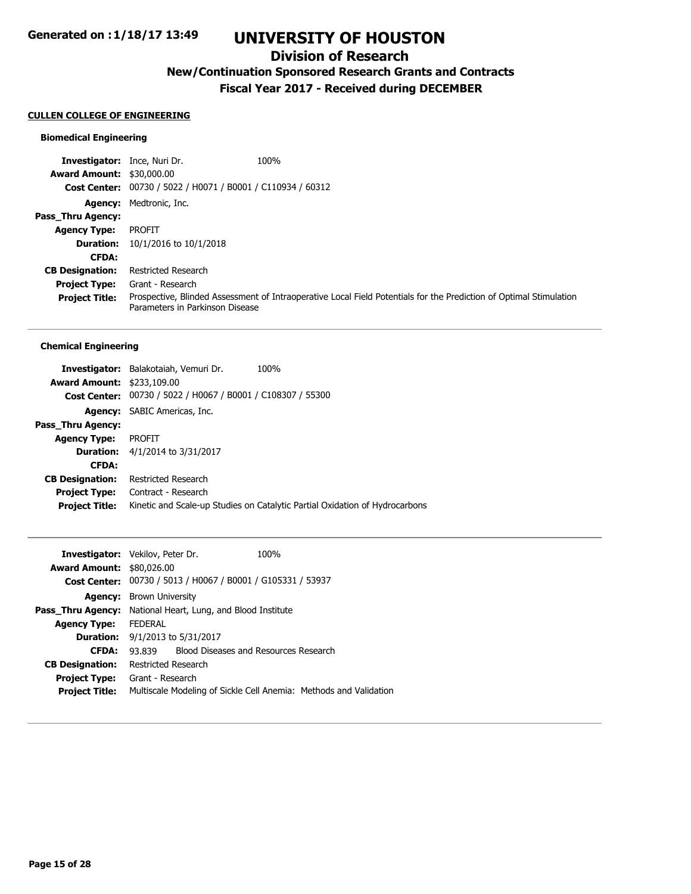# UNIVERSITY OF HOUSTON

## Division of Research

### New/Continuation Sponsored Research Grants and Contracts

### Fiscal Year 2017 - Received during DECEMBER

**Generated on : 1/18/17 13:49**

#### CULLEN COLLEGE OF ENGINEERING

**Biomedical Engineering**

**Investigator:** Ince, Nuri Dr. 100%
**Award Amount:** $30,000.00
**Cost Center:** 00730 / 5022 / H0071 / B0001 / C110934 / 60312
**Agency:** Medtronic, Inc.
**Pass_Thru Agency:**
**Agency Type:** PROFIT
**Duration:** 10/1/2016 to 10/1/2018
**CFDA:**
**CB Designation:** Restricted Research
**Project Type:** Grant - Research
**Project Title:** Prospective, Blinded Assessment of Intraoperative Local Field Potentials for the Prediction of Optimal Stimulation Parameters in Parkinson Disease

---

**Chemical Engineering**

**Investigator:** Balakotaiah, Vemuri Dr. 100%
**Award Amount:** $233,109.00
**Cost Center:** 00730 / 5022 / H0067 / B0001 / C108307 / 55300
**Agency:** SABIC Americas, Inc.
**Pass_Thru Agency:**
**Agency Type:** PROFIT
**Duration:** 4/1/2014 to 3/31/2017
**CFDA:**
**CB Designation:** Restricted Research
**Project Type:** Contract - Research
**Project Title:** Kinetic and Scale-up Studies on Catalytic Partial Oxidation of Hydrocarbons

---

**Investigator:** Vekilov, Peter Dr. 100%
**Award Amount:** $80,026.00
**Cost Center:** 00730 / 5013 / H0067 / B0001 / G105331 / 53937
**Agency:** Brown University
**Pass_Thru Agency:** National Heart, Lung, and Blood Institute
**Agency Type:** FEDERAL
**Duration:** 9/1/2013 to 5/31/2017
**CFDA:** 93.839 Blood Diseases and Resources Research
**CB Designation:** Restricted Research
**Project Type:** Grant - Research
**Project Title:** Multiscale Modeling of Sickle Cell Anemia: Methods and Validation

---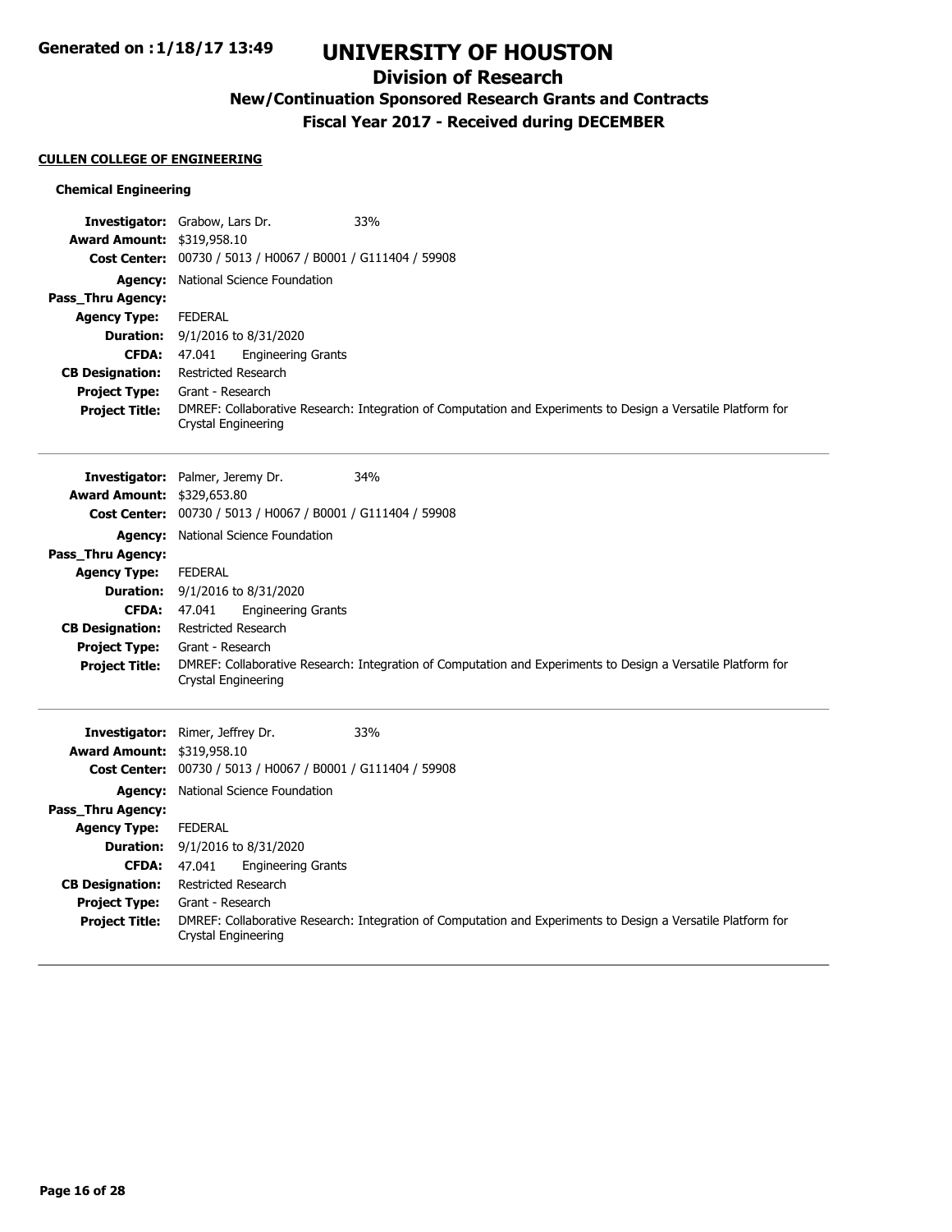## CULLEN COLLEGE OF ENGINEERING

### Chemical Engineering

**Investigator:** Grabow, Lars Dr. 33%
**Award Amount:** $319,958.10
**Cost Center:** 00730 / 5013 / H0067 / B0001 / G111404 / 59908
**Agency:** National Science Foundation
**Pass_Thru Agency:**
**Agency Type:** FEDERAL
**Duration:** 9/1/2016 to 8/31/2020
**CFDA:** 47.041 Engineering Grants
**CB Designation:** Restricted Research
**Project Type:** Grant - Research
**Project Title:** DMREF: Collaborative Research: Integration of Computation and Experiments to Design a Versatile Platform for Crystal Engineering

---

**Investigator:** Palmer, Jeremy Dr. 34%
**Award Amount:** $329,653.80
**Cost Center:** 00730 / 5013 / H0067 / B0001 / G111404 / 59908
**Agency:** National Science Foundation
**Pass_Thru Agency:**
**Agency Type:** FEDERAL
**Duration:** 9/1/2016 to 8/31/2020
**CFDA:** 47.041 Engineering Grants
**CB Designation:** Restricted Research
**Project Type:** Grant - Research
**Project Title:** DMREF: Collaborative Research: Integration of Computation and Experiments to Design a Versatile Platform for Crystal Engineering

---

**Investigator:** Rimer, Jeffrey Dr. 33%
**Award Amount:** $319,958.10
**Cost Center:** 00730 / 5013 / H0067 / B0001 / G111404 / 59908
**Agency:** National Science Foundation
**Pass_Thru Agency:**
**Agency Type:** FEDERAL
**Duration:** 9/1/2016 to 8/31/2020
**CFDA:** 47.041 Engineering Grants
**CB Designation:** Restricted Research
**Project Type:** Grant - Research
**Project Title:** DMREF: Collaborative Research: Integration of Computation and Experiments to Design a Versatile Platform for Crystal Engineering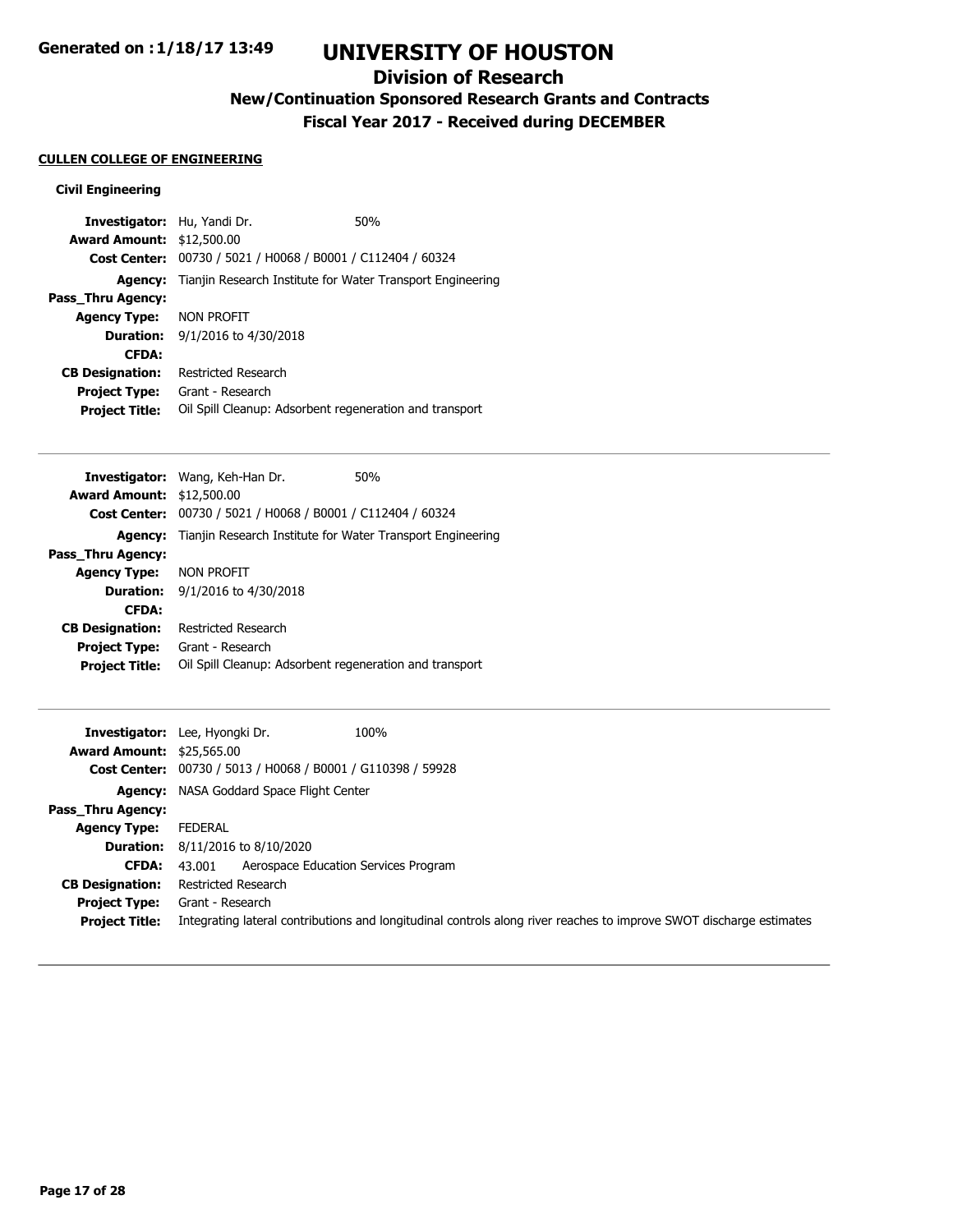# UNIVERSITY OF HOUSTON

## Division of Research

### New/Continuation Sponsored Research Grants and Contracts

### Fiscal Year 2017 - Received during DECEMBER

**CULLEN COLLEGE OF ENGINEERING**

**Civil Engineering**

**Investigator:** Hu, Yandi Dr. 50%
**Award Amount:** $12,500.00
**Cost Center:** 00730 / 5021 / H0068 / B0001 / C112404 / 60324
**Agency:** Tianjin Research Institute for Water Transport Engineering
**Pass_Thru Agency:**
**Agency Type:** NON PROFIT
**Duration:** 9/1/2016 to 4/30/2018
**CFDA:**
**CB Designation:** Restricted Research
**Project Type:** Grant - Research
**Project Title:** Oil Spill Cleanup: Adsorbent regeneration and transport

---

**Investigator:** Wang, Keh-Han Dr. 50%
**Award Amount:** $12,500.00
**Cost Center:** 00730 / 5021 / H0068 / B0001 / C112404 / 60324
**Agency:** Tianjin Research Institute for Water Transport Engineering
**Pass_Thru Agency:**
**Agency Type:** NON PROFIT
**Duration:** 9/1/2016 to 4/30/2018
**CFDA:**
**CB Designation:** Restricted Research
**Project Type:** Grant - Research
**Project Title:** Oil Spill Cleanup: Adsorbent regeneration and transport

---

**Investigator:** Lee, Hyongki Dr. 100%
**Award Amount:** $25,565.00
**Cost Center:** 00730 / 5013 / H0068 / B0001 / G110398 / 59928
**Agency:** NASA Goddard Space Flight Center
**Pass_Thru Agency:**
**Agency Type:** FEDERAL
**Duration:** 8/11/2016 to 8/10/2020
**CFDA:** 43.001 Aerospace Education Services Program
**CB Designation:** Restricted Research
**Project Type:** Grant - Research
**Project Title:** Integrating lateral contributions and longitudinal controls along river reaches to improve SWOT discharge estimates

---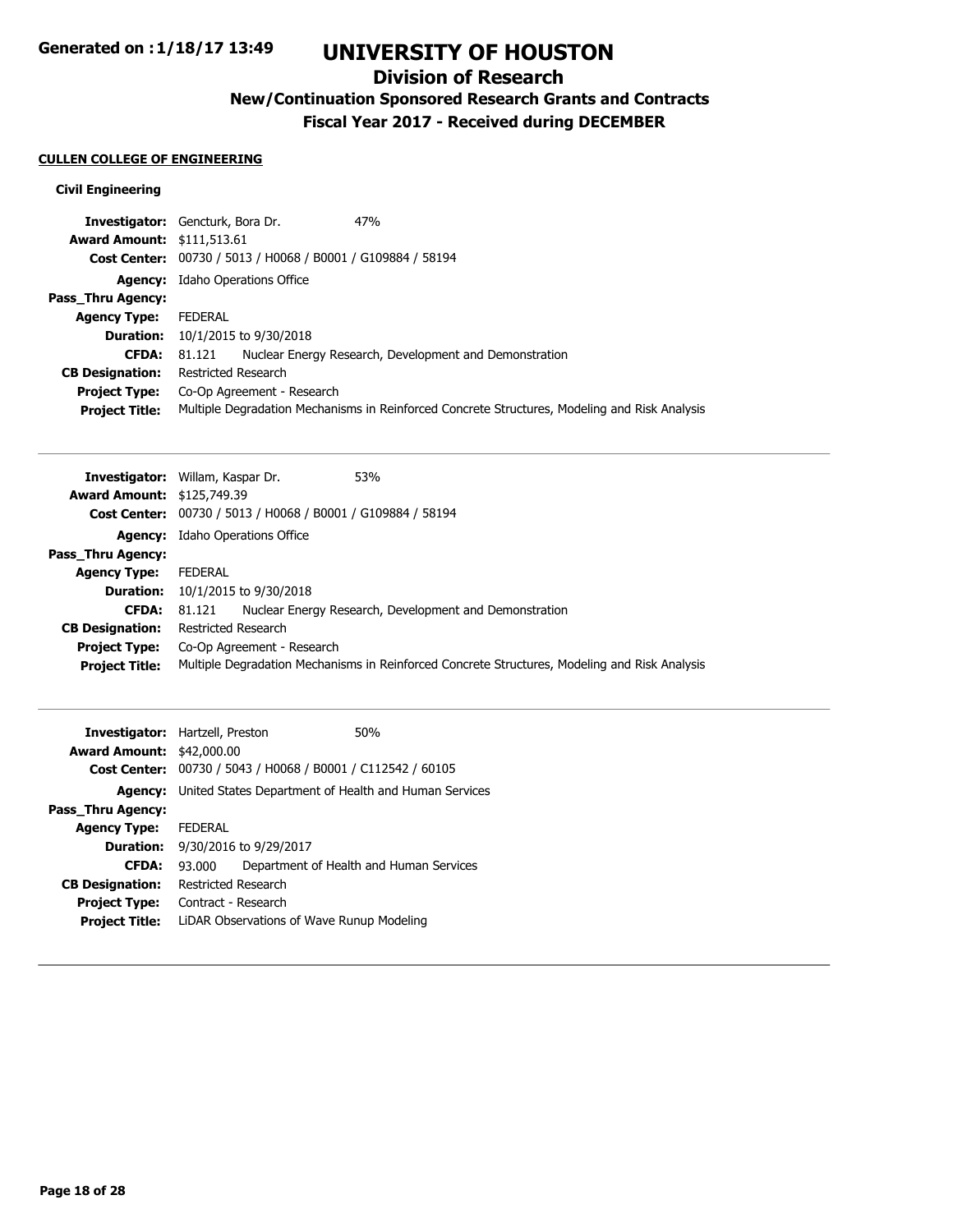# UNIVERSITY OF HOUSTON

## Division of Research

### New/Continuation Sponsored Research Grants and Contracts

### Fiscal Year 2017 - Received during DECEMBER

**CULLEN COLLEGE OF ENGINEERING**

**Civil Engineering**

**Investigator:** Gencturk, Bora Dr. 47%
**Award Amount:** $111,513.61
**Cost Center:** 00730 / 5013 / H0068 / B0001 / G109884 / 58194
**Agency:** Idaho Operations Office
**Pass_Thru Agency:**
**Agency Type:** FEDERAL
**Duration:** 10/1/2015 to 9/30/2018
**CFDA:** 81.121 Nuclear Energy Research, Development and Demonstration
**CB Designation:** Restricted Research
**Project Type:** Co-Op Agreement - Research
**Project Title:** Multiple Degradation Mechanisms in Reinforced Concrete Structures, Modeling and Risk Analysis

---

**Investigator:** Willam, Kaspar Dr. 53%
**Award Amount:** $125,749.39
**Cost Center:** 00730 / 5013 / H0068 / B0001 / G109884 / 58194
**Agency:** Idaho Operations Office
**Pass_Thru Agency:**
**Agency Type:** FEDERAL
**Duration:** 10/1/2015 to 9/30/2018
**CFDA:** 81.121 Nuclear Energy Research, Development and Demonstration
**CB Designation:** Restricted Research
**Project Type:** Co-Op Agreement - Research
**Project Title:** Multiple Degradation Mechanisms in Reinforced Concrete Structures, Modeling and Risk Analysis

---

**Investigator:** Hartzell, Preston 50%
**Award Amount:** $42,000.00
**Cost Center:** 00730 / 5043 / H0068 / B0001 / C112542 / 60105
**Agency:** United States Department of Health and Human Services
**Pass_Thru Agency:**
**Agency Type:** FEDERAL
**Duration:** 9/30/2016 to 9/29/2017
**CFDA:** 93.000 Department of Health and Human Services
**CB Designation:** Restricted Research
**Project Type:** Contract - Research
**Project Title:** LiDAR Observations of Wave Runup Modeling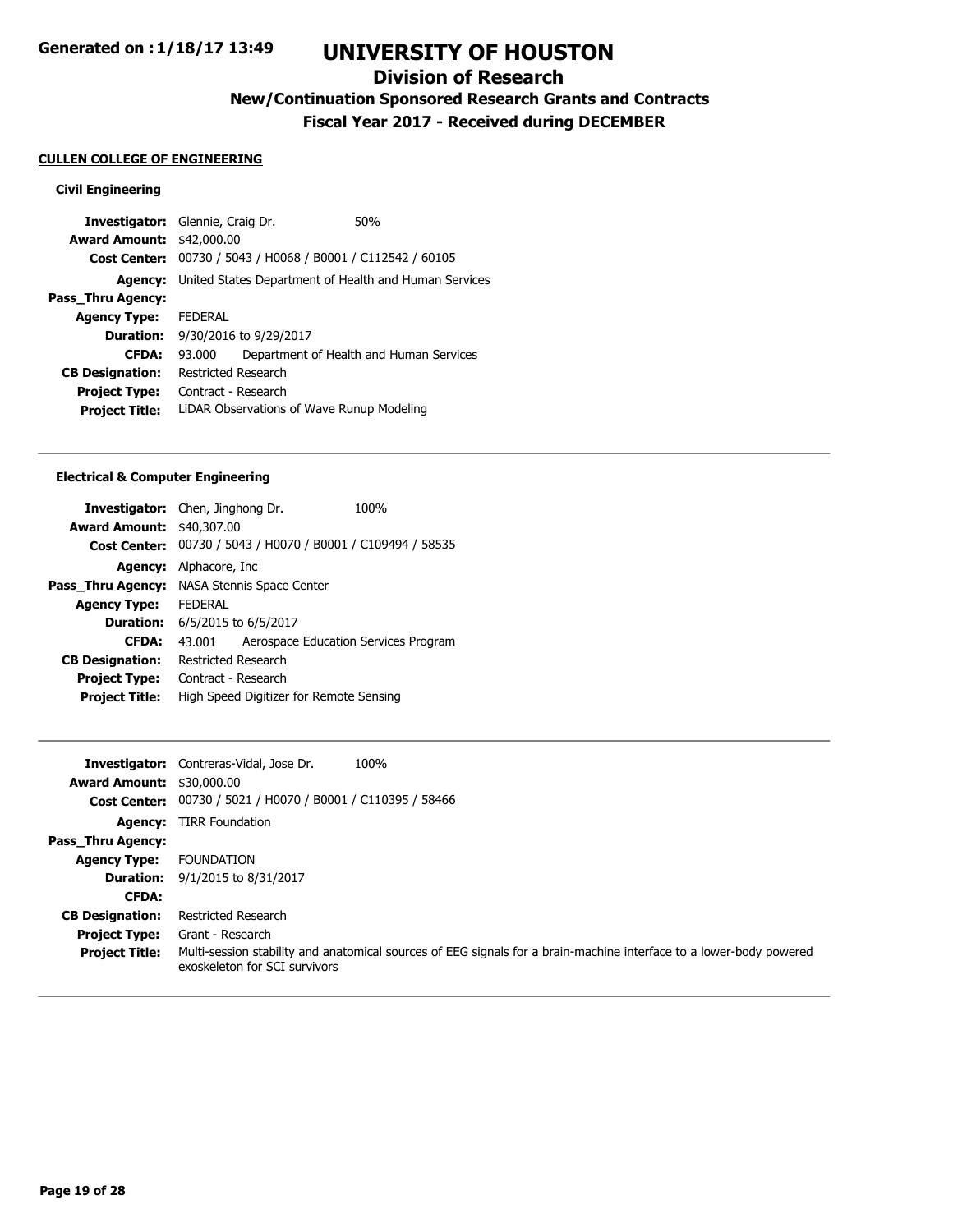**Generated on :1/18/17 13:49**

# UNIVERSITY OF HOUSTON

## Division of Research

### New/Continuation Sponsored Research Grants and Contracts

### Fiscal Year 2017 - Received during DECEMBER

**CULLEN COLLEGE OF ENGINEERING**

#### Civil Engineering

| | | |
|---|---|---|
| **Investigator:** | Glennie, Craig Dr. | 50% |
| **Award Amount:** | $42,000.00 | |
| **Cost Center:** | 00730 / 5043 / H0068 / B0001 / C112542 / 60105 | |
| **Agency:** | United States Department of Health and Human Services | |
| **Pass_Thru Agency:** | | |
| **Agency Type:** | FEDERAL | |
| **Duration:** | 9/30/2016 to 9/29/2017 | |
| **CFDA:** | 93.000 Department of Health and Human Services | |
| **CB Designation:** | Restricted Research | |
| **Project Type:** | Contract - Research | |
| **Project Title:** | LiDAR Observations of Wave Runup Modeling | |

---

#### Electrical & Computer Engineering

| | | |
|---|---|---|
| **Investigator:** | Chen, Jinghong Dr. | 100% |
| **Award Amount:** | $40,307.00 | |
| **Cost Center:** | 00730 / 5043 / H0070 / B0001 / C109494 / 58535 | |
| **Agency:** | Alphacore, Inc | |
| **Pass_Thru Agency:** | NASA Stennis Space Center | |
| **Agency Type:** | FEDERAL | |
| **Duration:** | 6/5/2015 to 6/5/2017 | |
| **CFDA:** | 43.001 Aerospace Education Services Program | |
| **CB Designation:** | Restricted Research | |
| **Project Type:** | Contract - Research | |
| **Project Title:** | High Speed Digitizer for Remote Sensing | |

---

| | | |
|---|---|---|
| **Investigator:** | Contreras-Vidal, Jose Dr. | 100% |
| **Award Amount:** | $30,000.00 | |
| **Cost Center:** | 00730 / 5021 / H0070 / B0001 / C110395 / 58466 | |
| **Agency:** | TIRR Foundation | |
| **Pass_Thru Agency:** | | |
| **Agency Type:** | FOUNDATION | |
| **Duration:** | 9/1/2015 to 8/31/2017 | |
| **CFDA:** | | |
| **CB Designation:** | Restricted Research | |
| **Project Type:** | Grant - Research | |
| **Project Title:** | Multi-session stability and anatomical sources of EEG signals for a brain-machine interface to a lower-body powered exoskeleton for SCI survivors | |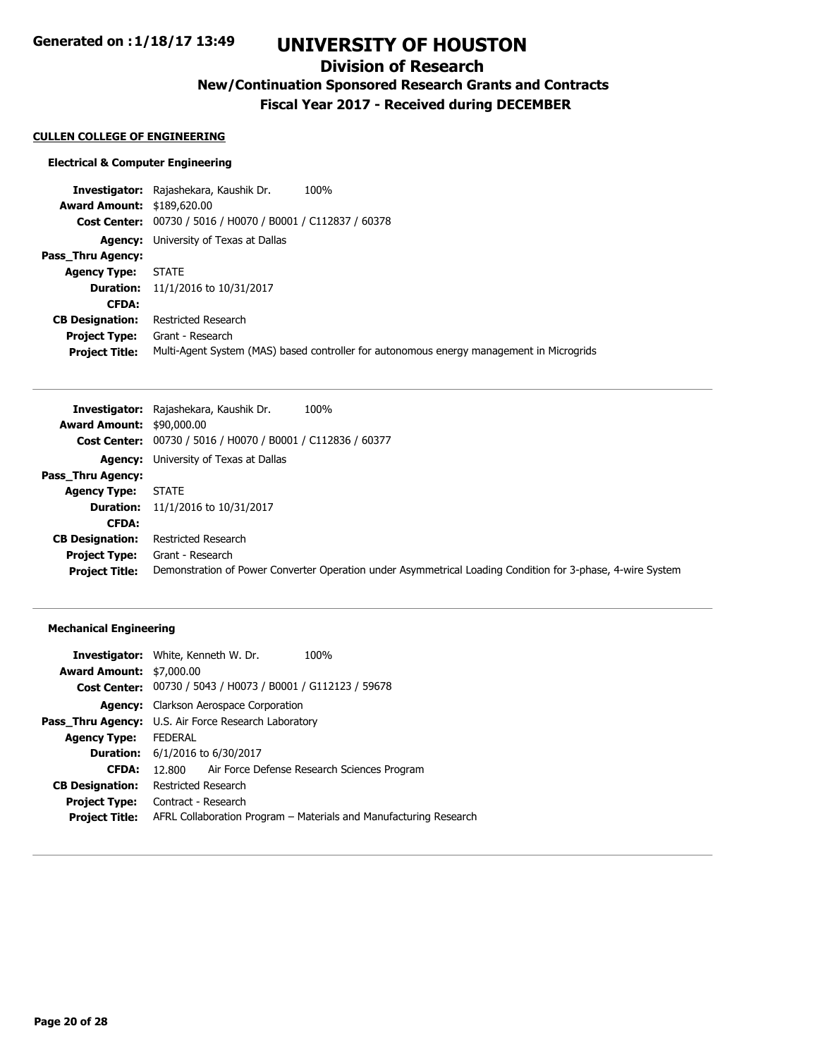# UNIVERSITY OF HOUSTON

## Division of Research

### New/Continuation Sponsored Research Grants and Contracts

### Fiscal Year 2017 - Received during DECEMBER

**CULLEN COLLEGE OF ENGINEERING**

#### Electrical & Computer Engineering

**Investigator:** Rajashekara, Kaushik Dr. 100%
**Award Amount:** $189,620.00
**Cost Center:** 00730 / 5016 / H0070 / B0001 / C112837 / 60378
**Agency:** University of Texas at Dallas
**Pass_Thru Agency:**
**Agency Type:** STATE
**Duration:** 11/1/2016 to 10/31/2017
**CFDA:**
**CB Designation:** Restricted Research
**Project Type:** Grant - Research
**Project Title:** Multi-Agent System (MAS) based controller for autonomous energy management in Microgrids

---

**Investigator:** Rajashekara, Kaushik Dr. 100%
**Award Amount:** $90,000.00
**Cost Center:** 00730 / 5016 / H0070 / B0001 / C112836 / 60377
**Agency:** University of Texas at Dallas
**Pass_Thru Agency:**
**Agency Type:** STATE
**Duration:** 11/1/2016 to 10/31/2017
**CFDA:**
**CB Designation:** Restricted Research
**Project Type:** Grant - Research
**Project Title:** Demonstration of Power Converter Operation under Asymmetrical Loading Condition for 3-phase, 4-wire System

---

#### Mechanical Engineering

**Investigator:** White, Kenneth W. Dr. 100%
**Award Amount:** $7,000.00
**Cost Center:** 00730 / 5043 / H0073 / B0001 / G112123 / 59678
**Agency:** Clarkson Aerospace Corporation
**Pass_Thru Agency:** U.S. Air Force Research Laboratory
**Agency Type:** FEDERAL
**Duration:** 6/1/2016 to 6/30/2017
**CFDA:** 12.800 Air Force Defense Research Sciences Program
**CB Designation:** Restricted Research
**Project Type:** Contract - Research
**Project Title:** AFRL Collaboration Program – Materials and Manufacturing Research

---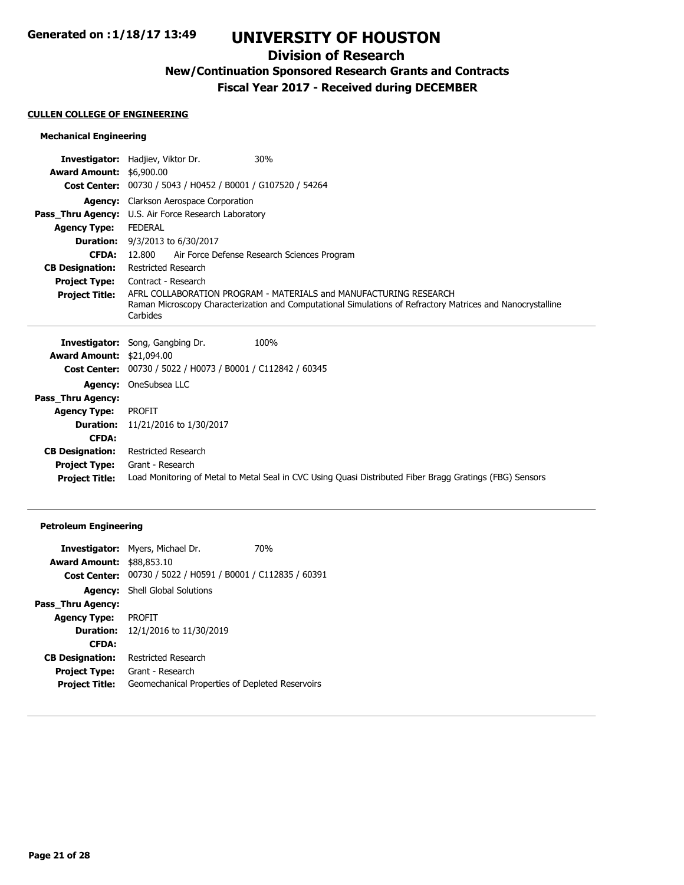# UNIVERSITY OF HOUSTON

## Division of Research

### New/Continuation Sponsored Research Grants and Contracts

### Fiscal Year 2017 - Received during DECEMBER

Generated on :1/18/17 13:49

**CULLEN COLLEGE OF ENGINEERING**

#### Mechanical Engineering

**Investigator:** Hadjiev, Viktor Dr. 30%
**Award Amount:** $6,900.00
**Cost Center:** 00730 / 5043 / H0452 / B0001 / G107520 / 54264
**Agency:** Clarkson Aerospace Corporation
**Pass_Thru Agency:** U.S. Air Force Research Laboratory
**Agency Type:** FEDERAL
**Duration:** 9/3/2013 to 6/30/2017
**CFDA:** 12.800 Air Force Defense Research Sciences Program
**CB Designation:** Restricted Research
**Project Type:** Contract - Research
**Project Title:** AFRL COLLABORATION PROGRAM - MATERIALS and MANUFACTURING RESEARCH
Raman Microscopy Characterization and Computational Simulations of Refractory Matrices and Nanocrystalline Carbides

---

**Investigator:** Song, Gangbing Dr. 100%
**Award Amount:** $21,094.00
**Cost Center:** 00730 / 5022 / H0073 / B0001 / C112842 / 60345
**Agency:** OneSubsea LLC
**Pass_Thru Agency:**
**Agency Type:** PROFIT
**Duration:** 11/21/2016 to 1/30/2017
**CFDA:**
**CB Designation:** Restricted Research
**Project Type:** Grant - Research
**Project Title:** Load Monitoring of Metal to Metal Seal in CVC Using Quasi Distributed Fiber Bragg Gratings (FBG) Sensors

---

#### Petroleum Engineering

**Investigator:** Myers, Michael Dr. 70%
**Award Amount:** $88,853.10
**Cost Center:** 00730 / 5022 / H0591 / B0001 / C112835 / 60391
**Agency:** Shell Global Solutions
**Pass_Thru Agency:**
**Agency Type:** PROFIT
**Duration:** 12/1/2016 to 11/30/2019
**CFDA:**
**CB Designation:** Restricted Research
**Project Type:** Grant - Research
**Project Title:** Geomechanical Properties of Depleted Reservoirs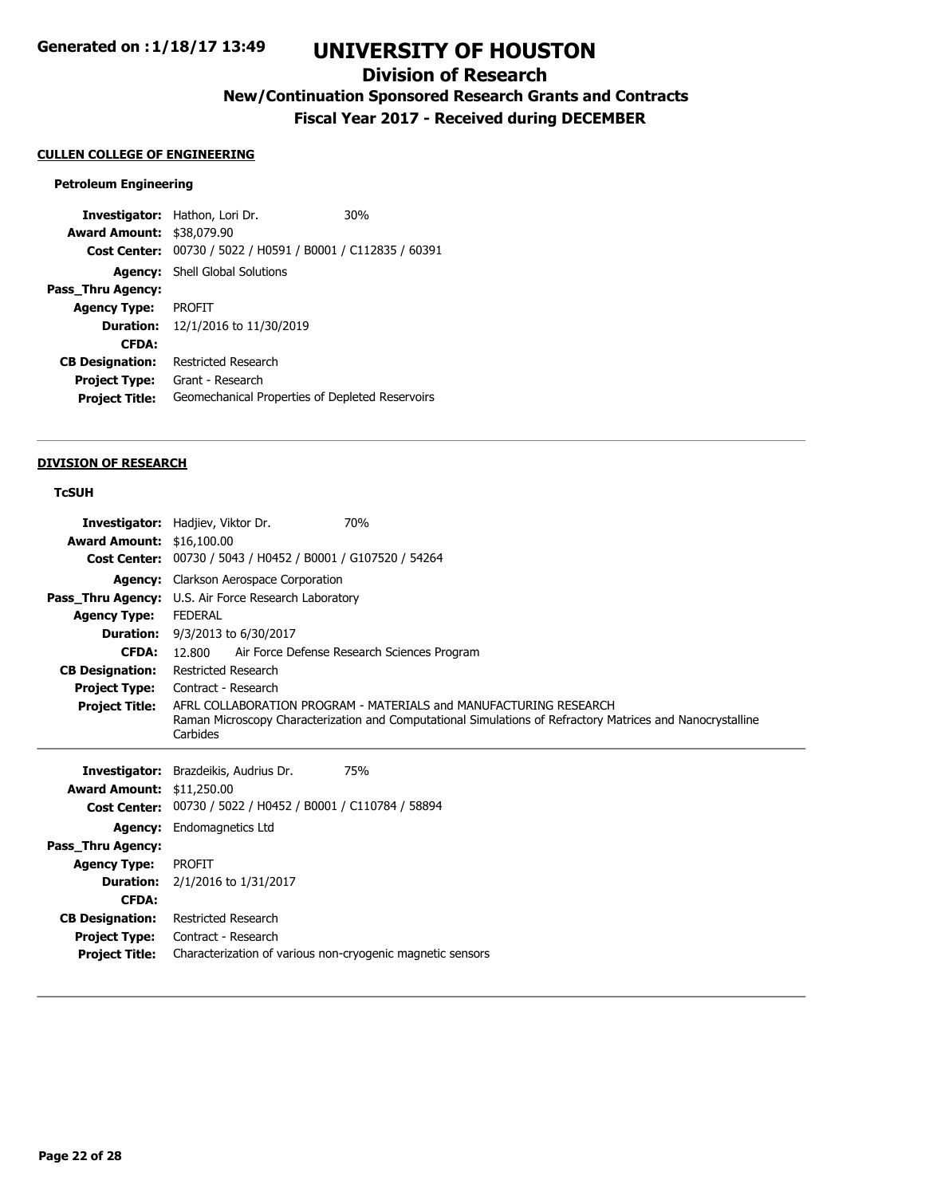## CULLEN COLLEGE OF ENGINEERING

### Petroleum Engineering

**Investigator:** Hathon, Lori Dr. 30%
**Award Amount:** $38,079.90
**Cost Center:** 00730 / 5022 / H0591 / B0001 / C112835 / 60391
**Agency:** Shell Global Solutions
**Pass_Thru Agency:**
**Agency Type:** PROFIT
**Duration:** 12/1/2016 to 11/30/2019
**CFDA:**
**CB Designation:** Restricted Research
**Project Type:** Grant - Research
**Project Title:** Geomechanical Properties of Depleted Reservoirs

---

## DIVISION OF RESEARCH

### TcSUH

**Investigator:** Hadjiev, Viktor Dr. 70%
**Award Amount:** $16,100.00
**Cost Center:** 00730 / 5043 / H0452 / B0001 / G107520 / 54264
**Agency:** Clarkson Aerospace Corporation
**Pass_Thru Agency:** U.S. Air Force Research Laboratory
**Agency Type:** FEDERAL
**Duration:** 9/3/2013 to 6/30/2017
**CFDA:** 12.800 Air Force Defense Research Sciences Program
**CB Designation:** Restricted Research
**Project Type:** Contract - Research
**Project Title:** AFRL COLLABORATION PROGRAM - MATERIALS and MANUFACTURING RESEARCH
Raman Microscopy Characterization and Computational Simulations of Refractory Matrices and Nanocrystalline Carbides

---

**Investigator:** Brazdeikis, Audrius Dr. 75%
**Award Amount:** $11,250.00
**Cost Center:** 00730 / 5022 / H0452 / B0001 / C110784 / 58894
**Agency:** Endomagnetics Ltd
**Pass_Thru Agency:**
**Agency Type:** PROFIT
**Duration:** 2/1/2016 to 1/31/2017
**CFDA:**
**CB Designation:** Restricted Research
**Project Type:** Contract - Research
**Project Title:** Characterization of various non-cryogenic magnetic sensors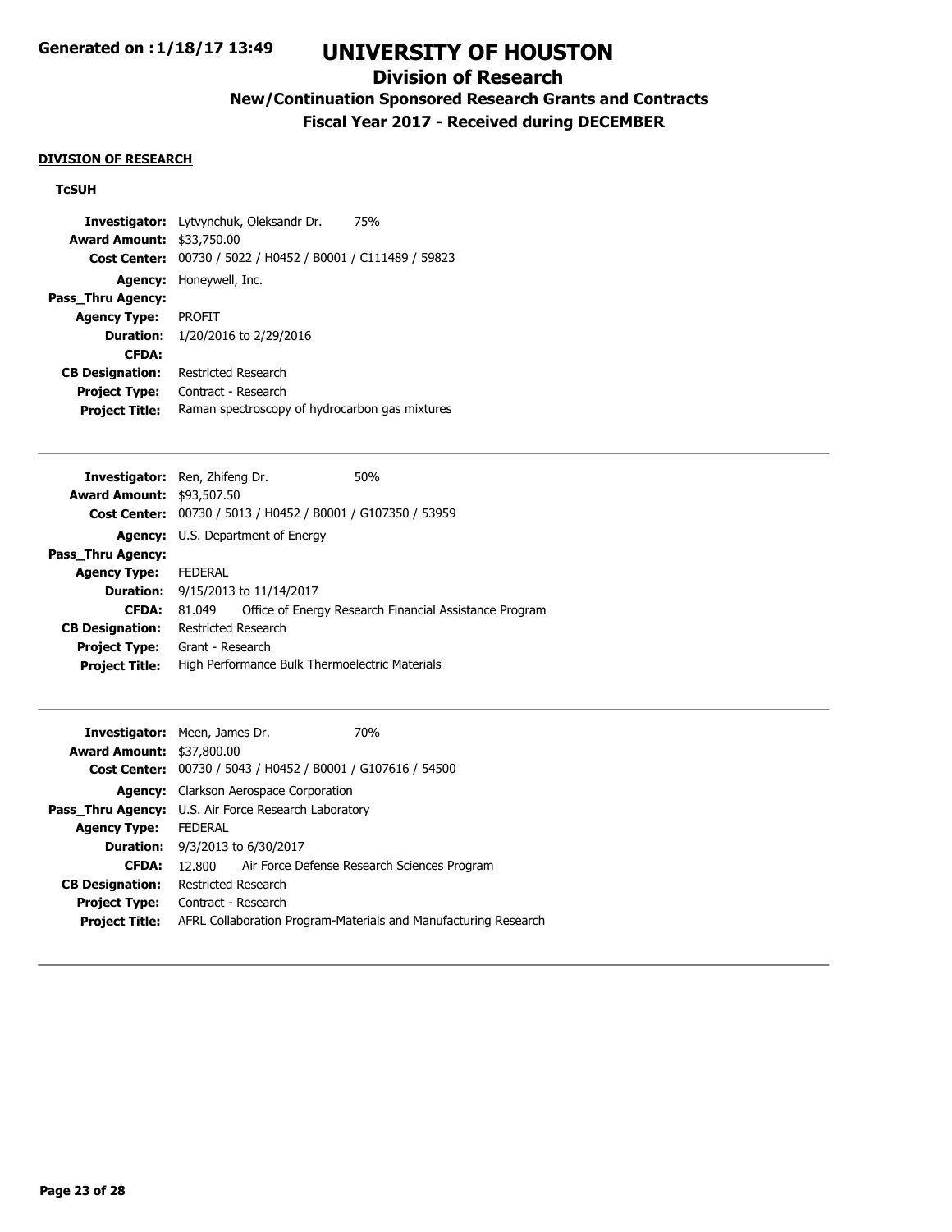**DIVISION OF RESEARCH**

**TcSUH**

| | |
|---|---|
| **Investigator:** | Lytvynchuk, Oleksandr Dr. 75% |
| **Award Amount:** | $33,750.00 |
| **Cost Center:** | 00730 / 5022 / H0452 / B0001 / C111489 / 59823 |
| **Agency:** | Honeywell, Inc. |
| **Pass_Thru Agency:** | |
| **Agency Type:** | PROFIT |
| **Duration:** | 1/20/2016 to 2/29/2016 |
| **CFDA:** | |
| **CB Designation:** | Restricted Research |
| **Project Type:** | Contract - Research |
| **Project Title:** | Raman spectroscopy of hydrocarbon gas mixtures |

---

| | |
|---|---|
| **Investigator:** | Ren, Zhifeng Dr. 50% |
| **Award Amount:** | $93,507.50 |
| **Cost Center:** | 00730 / 5013 / H0452 / B0001 / G107350 / 53959 |
| **Agency:** | U.S. Department of Energy |
| **Pass_Thru Agency:** | |
| **Agency Type:** | FEDERAL |
| **Duration:** | 9/15/2013 to 11/14/2017 |
| **CFDA:** | 81.049 Office of Energy Research Financial Assistance Program |
| **CB Designation:** | Restricted Research |
| **Project Type:** | Grant - Research |
| **Project Title:** | High Performance Bulk Thermoelectric Materials |

---

| | |
|---|---|
| **Investigator:** | Meen, James Dr. 70% |
| **Award Amount:** | $37,800.00 |
| **Cost Center:** | 00730 / 5043 / H0452 / B0001 / G107616 / 54500 |
| **Agency:** | Clarkson Aerospace Corporation |
| **Pass_Thru Agency:** | U.S. Air Force Research Laboratory |
| **Agency Type:** | FEDERAL |
| **Duration:** | 9/3/2013 to 6/30/2017 |
| **CFDA:** | 12.800 Air Force Defense Research Sciences Program |
| **CB Designation:** | Restricted Research |
| **Project Type:** | Contract - Research |
| **Project Title:** | AFRL Collaboration Program-Materials and Manufacturing Research |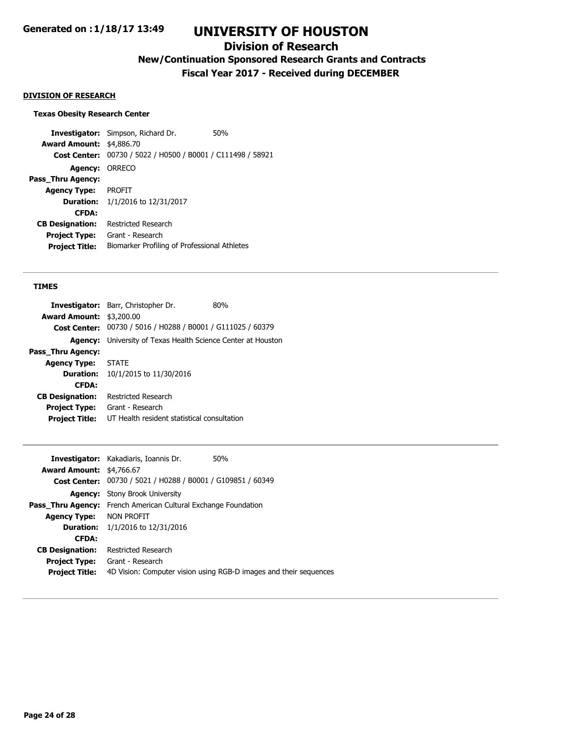#### DIVISION OF RESEARCH

**Texas Obesity Research Center**

**Investigator:** Simpson, Richard Dr. 50%
**Award Amount:** $4,886.70
**Cost Center:** 00730 / 5022 / H0500 / B0001 / C111498 / 58921
**Agency:** ORRECO
**Pass_Thru Agency:**
**Agency Type:** PROFIT
**Duration:** 1/1/2016 to 12/31/2017
**CFDA:**
**CB Designation:** Restricted Research
**Project Type:** Grant - Research
**Project Title:** Biomarker Profiling of Professional Athletes

---

**TIMES**

**Investigator:** Barr, Christopher Dr. 80%
**Award Amount:** $3,200.00
**Cost Center:** 00730 / 5016 / H0288 / B0001 / G111025 / 60379
**Agency:** University of Texas Health Science Center at Houston
**Pass_Thru Agency:**
**Agency Type:** STATE
**Duration:** 10/1/2015 to 11/30/2016
**CFDA:**
**CB Designation:** Restricted Research
**Project Type:** Grant - Research
**Project Title:** UT Health resident statistical consultation

---

**Investigator:** Kakadiaris, Ioannis Dr. 50%
**Award Amount:** $4,766.67
**Cost Center:** 00730 / 5021 / H0288 / B0001 / G109851 / 60349
**Agency:** Stony Brook University
**Pass_Thru Agency:** French American Cultural Exchange Foundation
**Agency Type:** NON PROFIT
**Duration:** 1/1/2016 to 12/31/2016
**CFDA:**
**CB Designation:** Restricted Research
**Project Type:** Grant - Research
**Project Title:** 4D Vision: Computer vision using RGB-D images and their sequences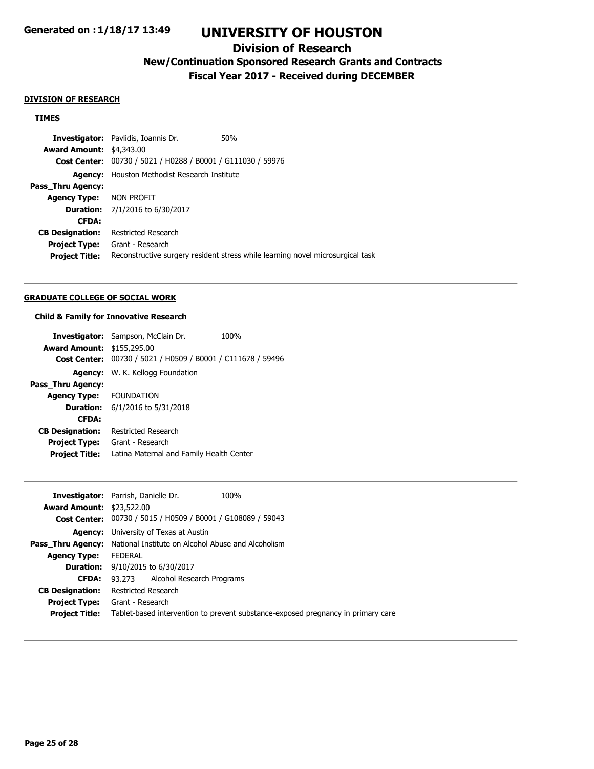## DIVISION OF RESEARCH

### TIMES

| | | |
|---|---|---|
| **Investigator:** | Pavlidis, Ioannis Dr. | 50% |
| **Award Amount:** | $4,343.00 | |
| **Cost Center:** | 00730 / 5021 / H0288 / B0001 / G111030 / 59976 | |
| **Agency:** | Houston Methodist Research Institute | |
| **Pass_Thru Agency:** | | |
| **Agency Type:** | NON PROFIT | |
| **Duration:** | 7/1/2016 to 6/30/2017 | |
| **CFDA:** | | |
| **CB Designation:** | Restricted Research | |
| **Project Type:** | Grant - Research | |
| **Project Title:** | Reconstructive surgery resident stress while learning novel microsurgical task | |

---

## GRADUATE COLLEGE OF SOCIAL WORK

### Child & Family for Innovative Research

| | | |
|---|---|---|
| **Investigator:** | Sampson, McClain Dr. | 100% |
| **Award Amount:** | $155,295.00 | |
| **Cost Center:** | 00730 / 5021 / H0509 / B0001 / C111678 / 59496 | |
| **Agency:** | W. K. Kellogg Foundation | |
| **Pass_Thru Agency:** | | |
| **Agency Type:** | FOUNDATION | |
| **Duration:** | 6/1/2016 to 5/31/2018 | |
| **CFDA:** | | |
| **CB Designation:** | Restricted Research | |
| **Project Type:** | Grant - Research | |
| **Project Title:** | Latina Maternal and Family Health Center | |

---

| | | |
|---|---|---|
| **Investigator:** | Parrish, Danielle Dr. | 100% |
| **Award Amount:** | $23,522.00 | |
| **Cost Center:** | 00730 / 5015 / H0509 / B0001 / G108089 / 59043 | |
| **Agency:** | University of Texas at Austin | |
| **Pass_Thru Agency:** | National Institute on Alcohol Abuse and Alcoholism | |
| **Agency Type:** | FEDERAL | |
| **Duration:** | 9/10/2015 to 6/30/2017 | |
| **CFDA:** | 93.273 Alcohol Research Programs | |
| **CB Designation:** | Restricted Research | |
| **Project Type:** | Grant - Research | |
| **Project Title:** | Tablet-based intervention to prevent substance-exposed pregnancy in primary care | |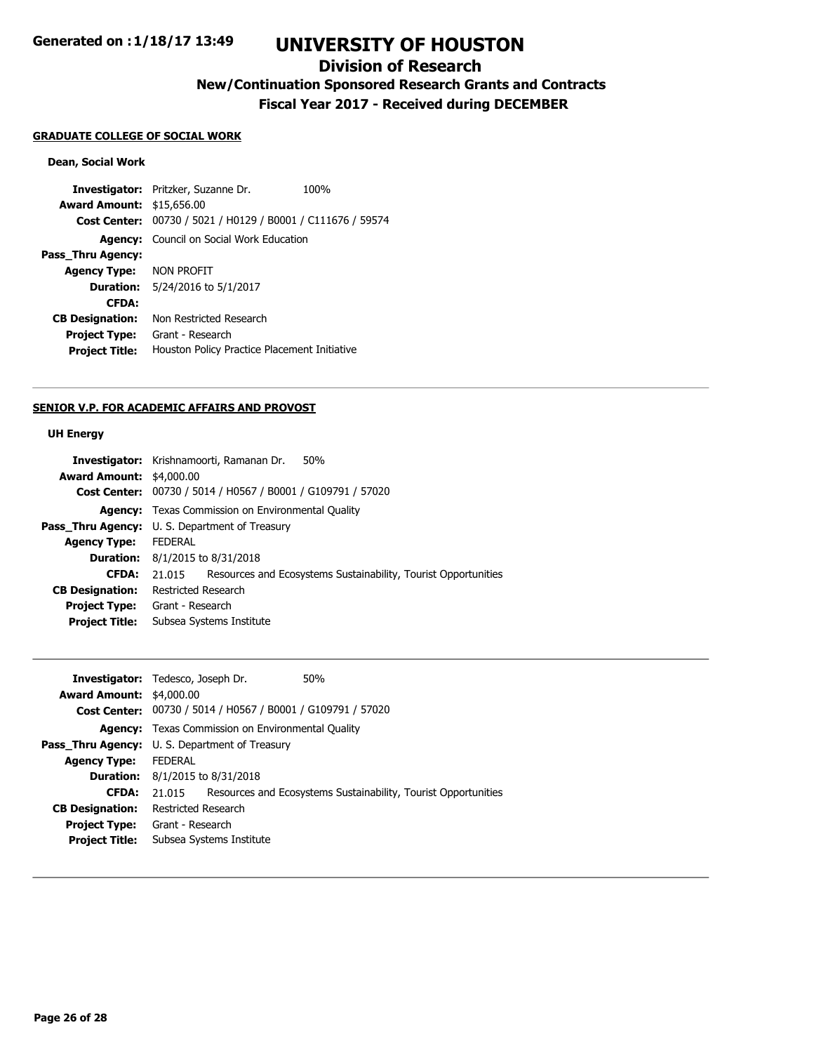## GRADUATE COLLEGE OF SOCIAL WORK

### Dean, Social Work

**Investigator:** Pritzker, Suzanne Dr. 100%
**Award Amount:** $15,656.00
**Cost Center:** 00730 / 5021 / H0129 / B0001 / C111676 / 59574
**Agency:** Council on Social Work Education
**Pass_Thru Agency:**
**Agency Type:** NON PROFIT
**Duration:** 5/24/2016 to 5/1/2017
**CFDA:**
**CB Designation:** Non Restricted Research
**Project Type:** Grant - Research
**Project Title:** Houston Policy Practice Placement Initiative

---

## SENIOR V.P. FOR ACADEMIC AFFAIRS AND PROVOST

### UH Energy

**Investigator:** Krishnamoorti, Ramanan Dr. 50%
**Award Amount:** $4,000.00
**Cost Center:** 00730 / 5014 / H0567 / B0001 / G109791 / 57020
**Agency:** Texas Commission on Environmental Quality
**Pass_Thru Agency:** U. S. Department of Treasury
**Agency Type:** FEDERAL
**Duration:** 8/1/2015 to 8/31/2018
**CFDA:** 21.015 Resources and Ecosystems Sustainability, Tourist Opportunities
**CB Designation:** Restricted Research
**Project Type:** Grant - Research
**Project Title:** Subsea Systems Institute

---

**Investigator:** Tedesco, Joseph Dr. 50%
**Award Amount:** $4,000.00
**Cost Center:** 00730 / 5014 / H0567 / B0001 / G109791 / 57020
**Agency:** Texas Commission on Environmental Quality
**Pass_Thru Agency:** U. S. Department of Treasury
**Agency Type:** FEDERAL
**Duration:** 8/1/2015 to 8/31/2018
**CFDA:** 21.015 Resources and Ecosystems Sustainability, Tourist Opportunities
**CB Designation:** Restricted Research
**Project Type:** Grant - Research
**Project Title:** Subsea Systems Institute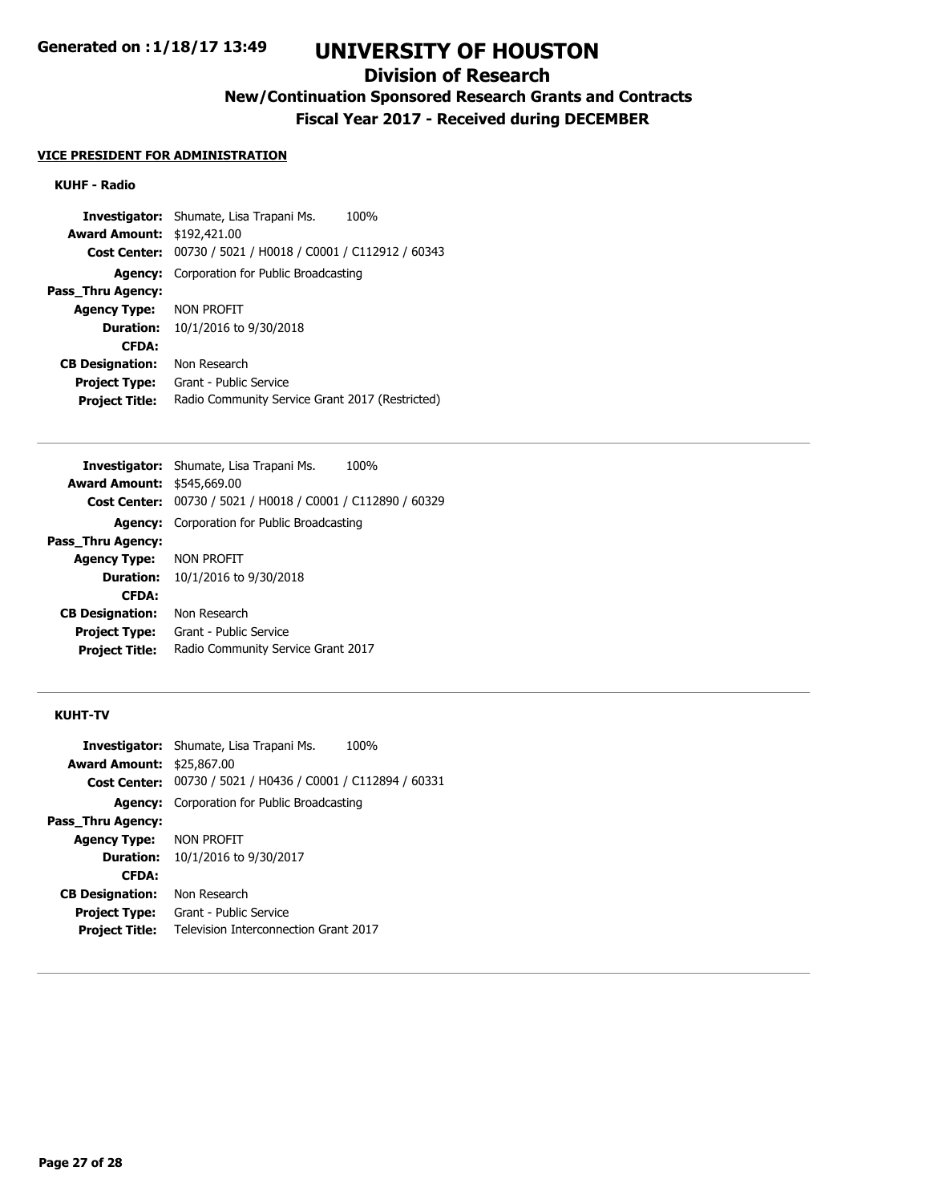# UNIVERSITY OF HOUSTON

## Division of Research

### New/Continuation Sponsored Research Grants and Contracts

### Fiscal Year 2017 - Received during DECEMBER

Generated on : 1/18/17 13:49

**VICE PRESIDENT FOR ADMINISTRATION**

**KUHF - Radio**

**Investigator:** Shumate, Lisa Trapani Ms. 100%
**Award Amount:** $192,421.00
**Cost Center:** 00730 / 5021 / H0018 / C0001 / C112912 / 60343
**Agency:** Corporation for Public Broadcasting
**Pass_Thru Agency:**
**Agency Type:** NON PROFIT
**Duration:** 10/1/2016 to 9/30/2018
**CFDA:**
**CB Designation:** Non Research
**Project Type:** Grant - Public Service
**Project Title:** Radio Community Service Grant 2017 (Restricted)

---

**Investigator:** Shumate, Lisa Trapani Ms. 100%
**Award Amount:** $545,669.00
**Cost Center:** 00730 / 5021 / H0018 / C0001 / C112890 / 60329
**Agency:** Corporation for Public Broadcasting
**Pass_Thru Agency:**
**Agency Type:** NON PROFIT
**Duration:** 10/1/2016 to 9/30/2018
**CFDA:**
**CB Designation:** Non Research
**Project Type:** Grant - Public Service
**Project Title:** Radio Community Service Grant 2017

---

**KUHT-TV**

**Investigator:** Shumate, Lisa Trapani Ms. 100%
**Award Amount:** $25,867.00
**Cost Center:** 00730 / 5021 / H0436 / C0001 / C112894 / 60331
**Agency:** Corporation for Public Broadcasting
**Pass_Thru Agency:**
**Agency Type:** NON PROFIT
**Duration:** 10/1/2016 to 9/30/2017
**CFDA:**
**CB Designation:** Non Research
**Project Type:** Grant - Public Service
**Project Title:** Television Interconnection Grant 2017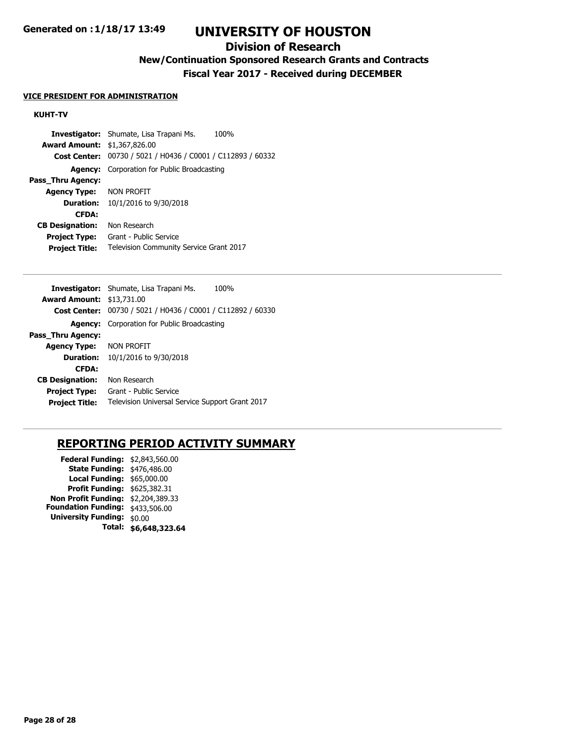# UNIVERSITY OF HOUSTON

## Division of Research

### New/Continuation Sponsored Research Grants and Contracts

### Fiscal Year 2017 - Received during DECEMBER

**VICE PRESIDENT FOR ADMINISTRATION**

**KUHT-TV**

| | |
|---|---|
| **Investigator:** | Shumate, Lisa Trapani Ms. 100% |
| **Award Amount:** | $1,367,826.00 |
| **Cost Center:** | 00730 / 5021 / H0436 / C0001 / C112893 / 60332 |
| **Agency:** | Corporation for Public Broadcasting |
| **Pass_Thru Agency:** | |
| **Agency Type:** | NON PROFIT |
| **Duration:** | 10/1/2016 to 9/30/2018 |
| **CFDA:** | |
| **CB Designation:** | Non Research |
| **Project Type:** | Grant - Public Service |
| **Project Title:** | Television Community Service Grant 2017 |

| | |
|---|---|
| **Investigator:** | Shumate, Lisa Trapani Ms. 100% |
| **Award Amount:** | $13,731.00 |
| **Cost Center:** | 00730 / 5021 / H0436 / C0001 / C112892 / 60330 |
| **Agency:** | Corporation for Public Broadcasting |
| **Pass_Thru Agency:** | |
| **Agency Type:** | NON PROFIT |
| **Duration:** | 10/1/2016 to 9/30/2018 |
| **CFDA:** | |
| **CB Designation:** | Non Research |
| **Project Type:** | Grant - Public Service |
| **Project Title:** | Television Universal Service Support Grant 2017 |

## REPORTING PERIOD ACTIVITY SUMMARY

| | |
|---|---|
| **Federal Funding:** | $2,843,560.00 |
| **State Funding:** | $476,486.00 |
| **Local Funding:** | $65,000.00 |
| **Profit Funding:** | $625,382.31 |
| **Non Profit Funding:** | $2,204,389.33 |
| **Foundation Funding:** | $433,506.00 |
| **University Funding:** | $0.00 |
| **Total:** | **$6,648,323.64** |